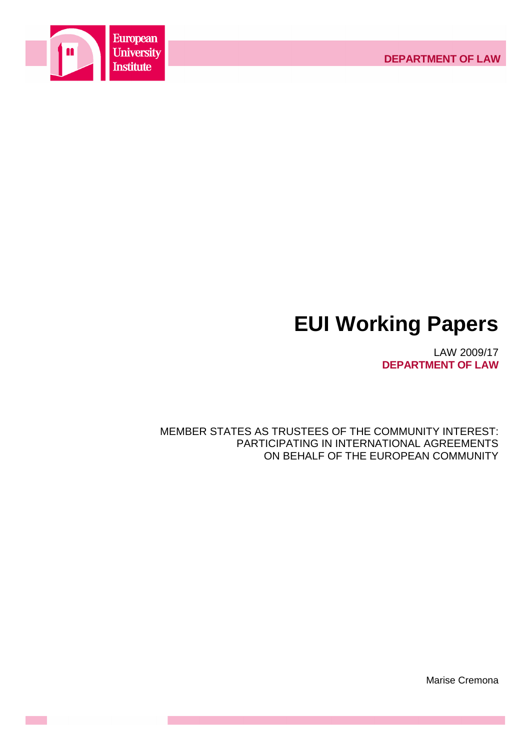European University Institute

DEPARTMENT OF LAW

# EUI Working Papers

LAW 2009/17
**DEPARTMENT OF LAW**

MEMBER STATES AS TRUSTEES OF THE COMMUNITY INTEREST:
PARTICIPATING IN INTERNATIONAL AGREEMENTS
ON BEHALF OF THE EUROPEAN COMMUNITY

Marise Cremona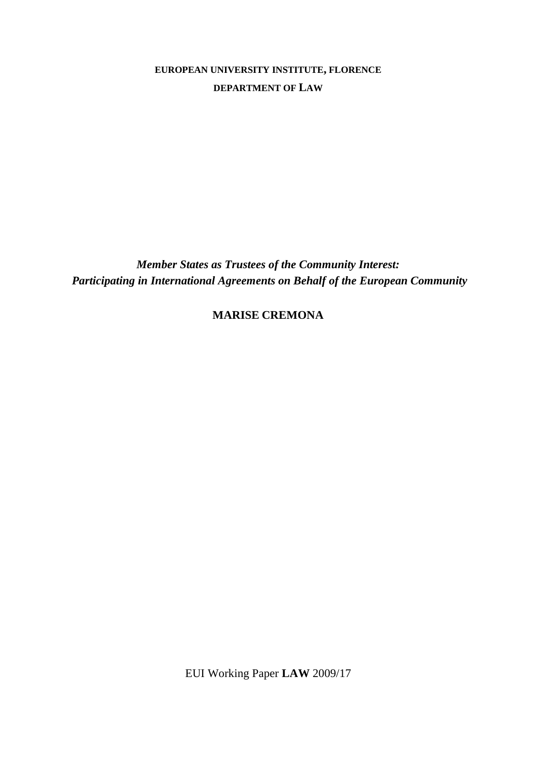**EUROPEAN UNIVERSITY INSTITUTE, FLORENCE**

**DEPARTMENT OF LAW**

# *Member States as Trustees of the Community Interest: Participating in International Agreements on Behalf of the European Community*

**MARISE CREMONA**

EUI Working Paper **LAW** 2009/17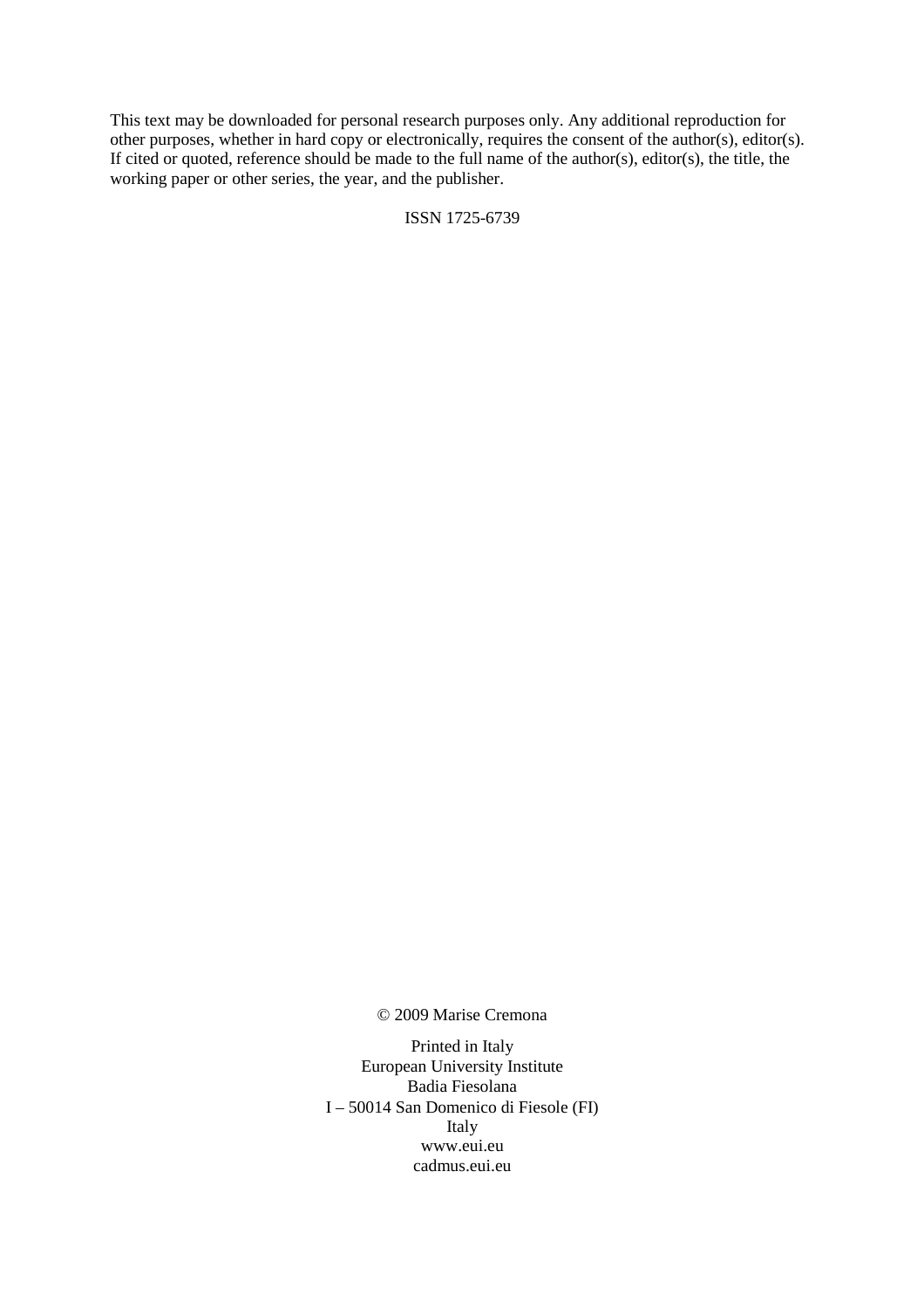This text may be downloaded for personal research purposes only. Any additional reproduction for other purposes, whether in hard copy or electronically, requires the consent of the author(s), editor(s). If cited or quoted, reference should be made to the full name of the author(s), editor(s), the title, the working paper or other series, the year, and the publisher.

ISSN 1725-6739

© 2009 Marise Cremona

Printed in Italy
European University Institute
Badia Fiesolana
I – 50014 San Domenico di Fiesole (FI)
Italy
www.eui.eu
cadmus.eui.eu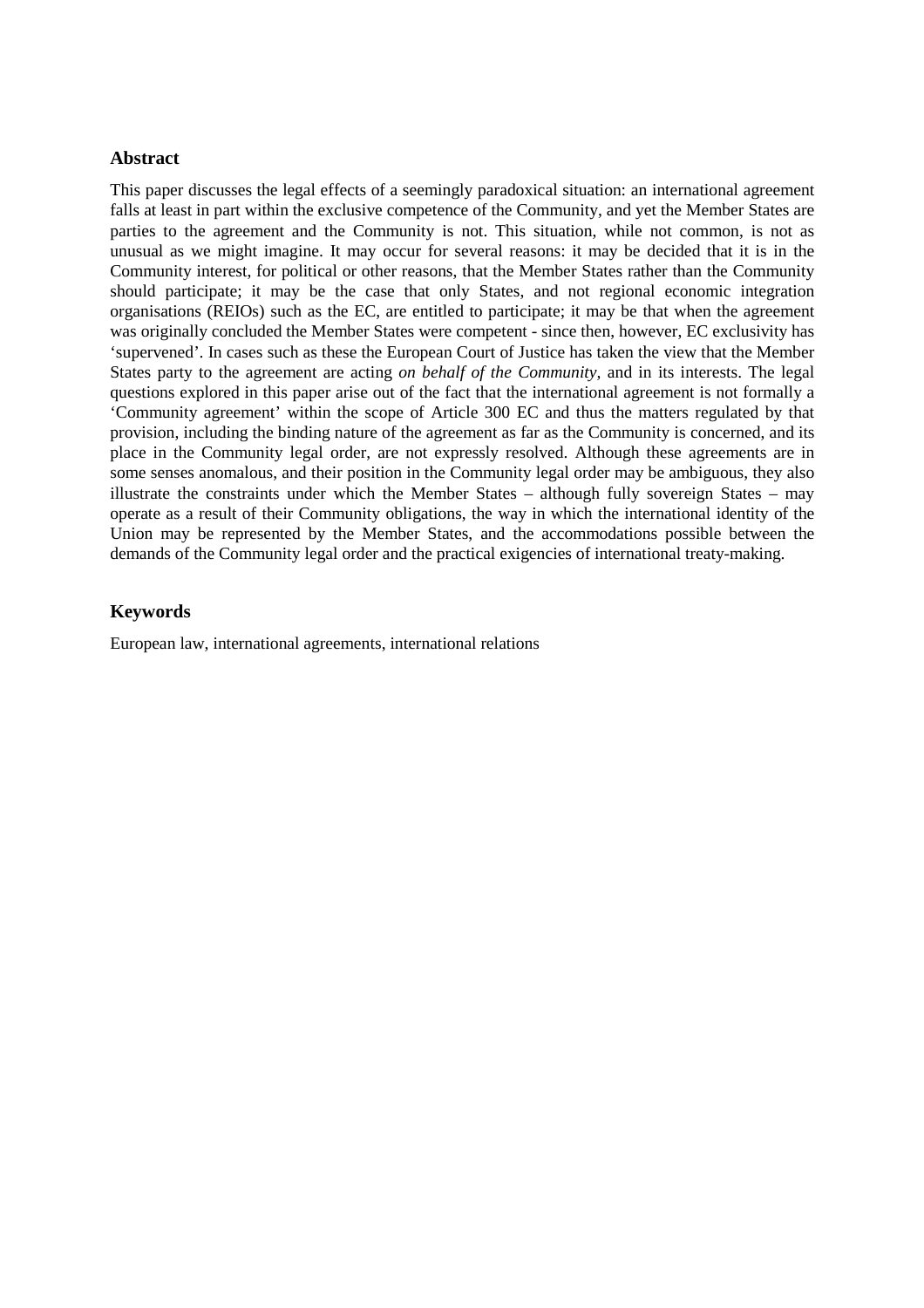## Abstract

This paper discusses the legal effects of a seemingly paradoxical situation: an international agreement falls at least in part within the exclusive competence of the Community, and yet the Member States are parties to the agreement and the Community is not. This situation, while not common, is not as unusual as we might imagine. It may occur for several reasons: it may be decided that it is in the Community interest, for political or other reasons, that the Member States rather than the Community should participate; it may be the case that only States, and not regional economic integration organisations (REIOs) such as the EC, are entitled to participate; it may be that when the agreement was originally concluded the Member States were competent - since then, however, EC exclusivity has 'supervened'. In cases such as these the European Court of Justice has taken the view that the Member States party to the agreement are acting *on behalf of the Community*, and in its interests. The legal questions explored in this paper arise out of the fact that the international agreement is not formally a 'Community agreement' within the scope of Article 300 EC and thus the matters regulated by that provision, including the binding nature of the agreement as far as the Community is concerned, and its place in the Community legal order, are not expressly resolved. Although these agreements are in some senses anomalous, and their position in the Community legal order may be ambiguous, they also illustrate the constraints under which the Member States – although fully sovereign States – may operate as a result of their Community obligations, the way in which the international identity of the Union may be represented by the Member States, and the accommodations possible between the demands of the Community legal order and the practical exigencies of international treaty-making.

## Keywords

European law, international agreements, international relations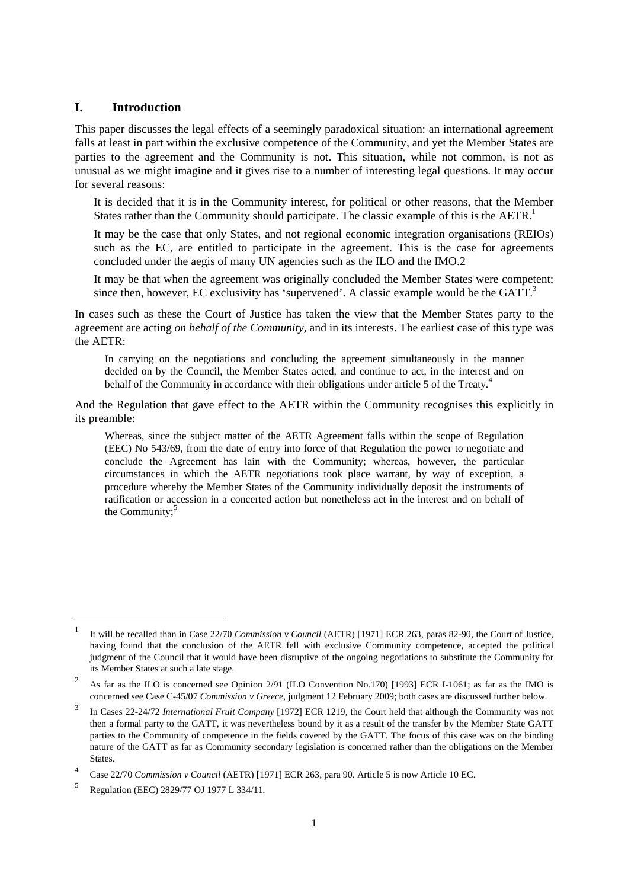## I. Introduction

This paper discusses the legal effects of a seemingly paradoxical situation: an international agreement falls at least in part within the exclusive competence of the Community, and yet the Member States are parties to the agreement and the Community is not. This situation, while not common, is not as unusual as we might imagine and it gives rise to a number of interesting legal questions. It may occur for several reasons:

It is decided that it is in the Community interest, for political or other reasons, that the Member States rather than the Community should participate. The classic example of this is the AETR.[1]

It may be the case that only States, and not regional economic integration organisations (REIOs) such as the EC, are entitled to participate in the agreement. This is the case for agreements concluded under the aegis of many UN agencies such as the ILO and the IMO.2

It may be that when the agreement was originally concluded the Member States were competent; since then, however, EC exclusivity has 'supervened'. A classic example would be the GATT.[3]

In cases such as these the Court of Justice has taken the view that the Member States party to the agreement are acting *on behalf of the Community*, and in its interests. The earliest case of this type was the AETR:

> In carrying on the negotiations and concluding the agreement simultaneously in the manner decided on by the Council, the Member States acted, and continue to act, in the interest and on behalf of the Community in accordance with their obligations under article 5 of the Treaty.[4]

And the Regulation that gave effect to the AETR within the Community recognises this explicitly in its preamble:

> Whereas, since the subject matter of the AETR Agreement falls within the scope of Regulation (EEC) No 543/69, from the date of entry into force of that Regulation the power to negotiate and conclude the Agreement has lain with the Community; whereas, however, the particular circumstances in which the AETR negotiations took place warrant, by way of exception, a procedure whereby the Member States of the Community individually deposit the instruments of ratification or accession in a concerted action but nonetheless act in the interest and on behalf of the Community;[5]

---

[1] It will be recalled than in Case 22/70 *Commission v Council* (AETR) [1971] ECR 263, paras 82-90, the Court of Justice, having found that the conclusion of the AETR fell with exclusive Community competence, accepted the political judgment of the Council that it would have been disruptive of the ongoing negotiations to substitute the Community for its Member States at such a late stage.

[2] As far as the ILO is concerned see Opinion 2/91 (ILO Convention No.170) [1993] ECR I-1061; as far as the IMO is concerned see Case C-45/07 *Commission v Greece*, judgment 12 February 2009; both cases are discussed further below.

[3] In Cases 22-24/72 *International Fruit Company* [1972] ECR 1219, the Court held that although the Community was not then a formal party to the GATT, it was nevertheless bound by it as a result of the transfer by the Member State GATT parties to the Community of competence in the fields covered by the GATT. The focus of this case was on the binding nature of the GATT as far as Community secondary legislation is concerned rather than the obligations on the Member States.

[4] Case 22/70 *Commission v Council* (AETR) [1971] ECR 263, para 90. Article 5 is now Article 10 EC.

[5] Regulation (EEC) 2829/77 OJ 1977 L 334/11.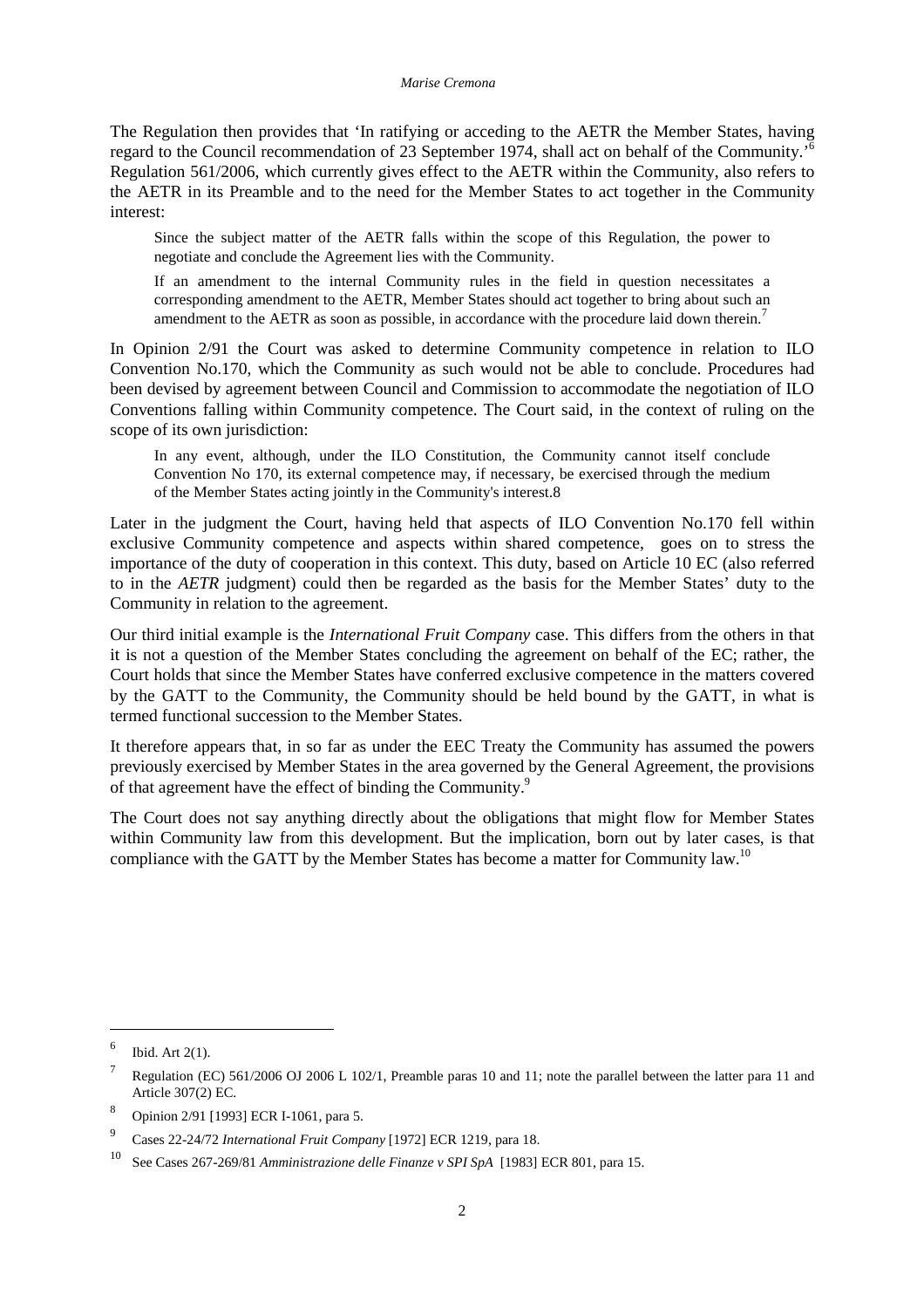The Regulation then provides that 'In ratifying or acceding to the AETR the Member States, having regard to the Council recommendation of 23 September 1974, shall act on behalf of the Community.'[6] Regulation 561/2006, which currently gives effect to the AETR within the Community, also refers to the AETR in its Preamble and to the need for the Member States to act together in the Community interest:

> Since the subject matter of the AETR falls within the scope of this Regulation, the power to negotiate and conclude the Agreement lies with the Community.
>
> If an amendment to the internal Community rules in the field in question necessitates a corresponding amendment to the AETR, Member States should act together to bring about such an amendment to the AETR as soon as possible, in accordance with the procedure laid down therein.[7]

In Opinion 2/91 the Court was asked to determine Community competence in relation to ILO Convention No.170, which the Community as such would not be able to conclude. Procedures had been devised by agreement between Council and Commission to accommodate the negotiation of ILO Conventions falling within Community competence. The Court said, in the context of ruling on the scope of its own jurisdiction:

> In any event, although, under the ILO Constitution, the Community cannot itself conclude Convention No 170, its external competence may, if necessary, be exercised through the medium of the Member States acting jointly in the Community's interest.8

Later in the judgment the Court, having held that aspects of ILO Convention No.170 fell within exclusive Community competence and aspects within shared competence, goes on to stress the importance of the duty of cooperation in this context. This duty, based on Article 10 EC (also referred to in the *AETR* judgment) could then be regarded as the basis for the Member States' duty to the Community in relation to the agreement.

Our third initial example is the *International Fruit Company* case. This differs from the others in that it is not a question of the Member States concluding the agreement on behalf of the EC; rather, the Court holds that since the Member States have conferred exclusive competence in the matters covered by the GATT to the Community, the Community should be held bound by the GATT, in what is termed functional succession to the Member States.

It therefore appears that, in so far as under the EEC Treaty the Community has assumed the powers previously exercised by Member States in the area governed by the General Agreement, the provisions of that agreement have the effect of binding the Community.[9]

The Court does not say anything directly about the obligations that might flow for Member States within Community law from this development. But the implication, born out by later cases, is that compliance with the GATT by the Member States has become a matter for Community law.[10]

---

[6] Ibid. Art 2(1).

[7] Regulation (EC) 561/2006 OJ 2006 L 102/1, Preamble paras 10 and 11; note the parallel between the latter para 11 and Article 307(2) EC.

[8] Opinion 2/91 [1993] ECR I-1061, para 5.

[9] Cases 22-24/72 *International Fruit Company* [1972] ECR 1219, para 18.

[10] See Cases 267-269/81 *Amministrazione delle Finanze v SPI SpA* [1983] ECR 801, para 15.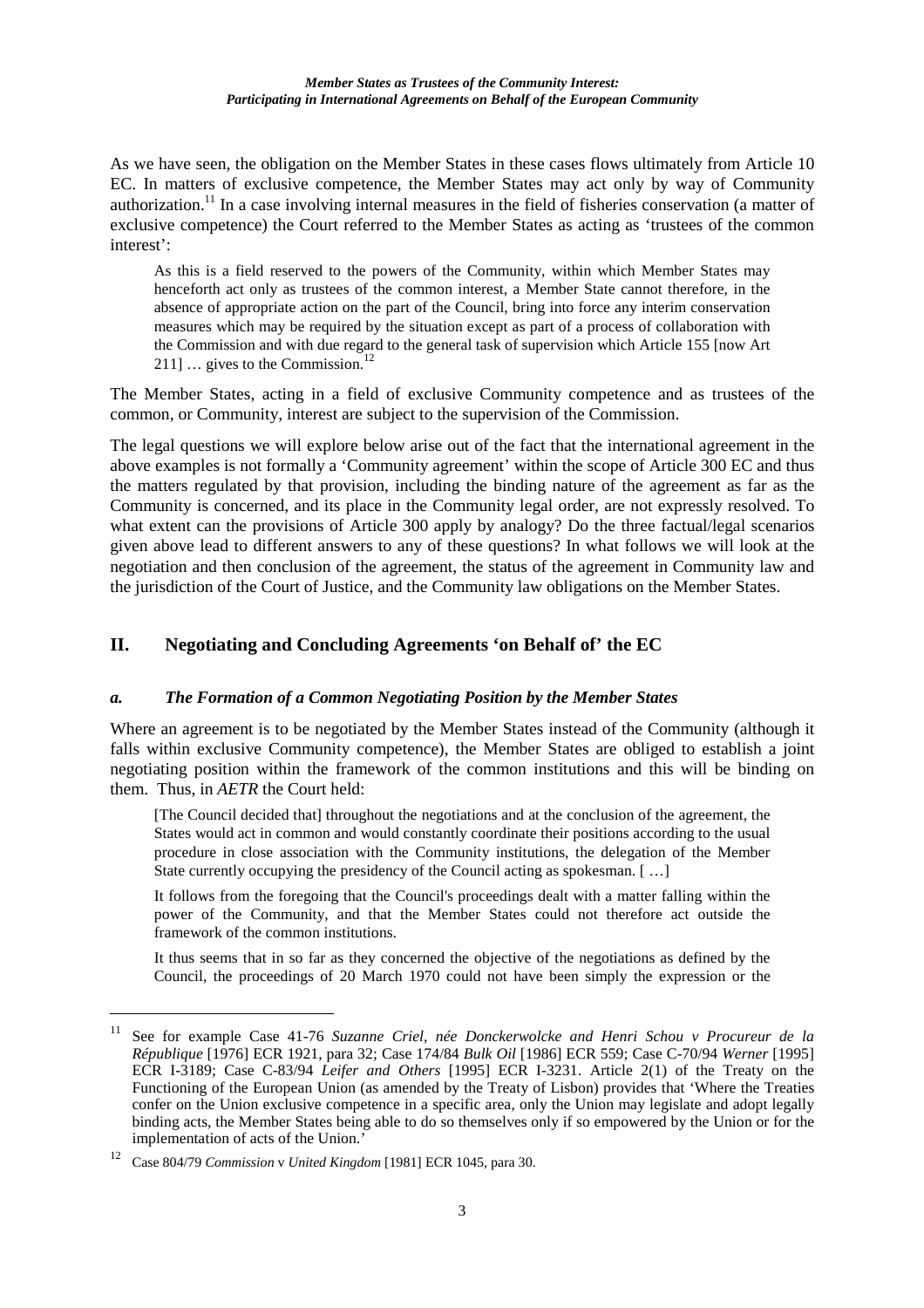As we have seen, the obligation on the Member States in these cases flows ultimately from Article 10 EC. In matters of exclusive competence, the Member States may act only by way of Community authorization.[11] In a case involving internal measures in the field of fisheries conservation (a matter of exclusive competence) the Court referred to the Member States as acting as 'trustees of the common interest':

> As this is a field reserved to the powers of the Community, within which Member States may henceforth act only as trustees of the common interest, a Member State cannot therefore, in the absence of appropriate action on the part of the Council, bring into force any interim conservation measures which may be required by the situation except as part of a process of collaboration with the Commission and with due regard to the general task of supervision which Article 155 [now Art 211] … gives to the Commission.[12]

The Member States, acting in a field of exclusive Community competence and as trustees of the common, or Community, interest are subject to the supervision of the Commission.

The legal questions we will explore below arise out of the fact that the international agreement in the above examples is not formally a 'Community agreement' within the scope of Article 300 EC and thus the matters regulated by that provision, including the binding nature of the agreement as far as the Community is concerned, and its place in the Community legal order, are not expressly resolved. To what extent can the provisions of Article 300 apply by analogy? Do the three factual/legal scenarios given above lead to different answers to any of these questions? In what follows we will look at the negotiation and then conclusion of the agreement, the status of the agreement in Community law and the jurisdiction of the Court of Justice, and the Community law obligations on the Member States.

## II. Negotiating and Concluding Agreements 'on Behalf of' the EC

### *a. The Formation of a Common Negotiating Position by the Member States*

Where an agreement is to be negotiated by the Member States instead of the Community (although it falls within exclusive Community competence), the Member States are obliged to establish a joint negotiating position within the framework of the common institutions and this will be binding on them. Thus, in *AETR* the Court held:

> [The Council decided that] throughout the negotiations and at the conclusion of the agreement, the States would act in common and would constantly coordinate their positions according to the usual procedure in close association with the Community institutions, the delegation of the Member State currently occupying the presidency of the Council acting as spokesman. [ …]
>
> It follows from the foregoing that the Council's proceedings dealt with a matter falling within the power of the Community, and that the Member States could not therefore act outside the framework of the common institutions.
>
> It thus seems that in so far as they concerned the objective of the negotiations as defined by the Council, the proceedings of 20 March 1970 could not have been simply the expression or the

---

[11] See for example Case 41-76 *Suzanne Criel, née Donckerwolcke and Henri Schou v Procureur de la République* [1976] ECR 1921, para 32; Case 174/84 *Bulk Oil* [1986] ECR 559; Case C-70/94 *Werner* [1995] ECR I-3189; Case C-83/94 *Leifer and Others* [1995] ECR I-3231. Article 2(1) of the Treaty on the Functioning of the European Union (as amended by the Treaty of Lisbon) provides that 'Where the Treaties confer on the Union exclusive competence in a specific area, only the Union may legislate and adopt legally binding acts, the Member States being able to do so themselves only if so empowered by the Union or for the implementation of acts of the Union.'

[12] Case 804/79 *Commission* v *United Kingdom* [1981] ECR 1045, para 30.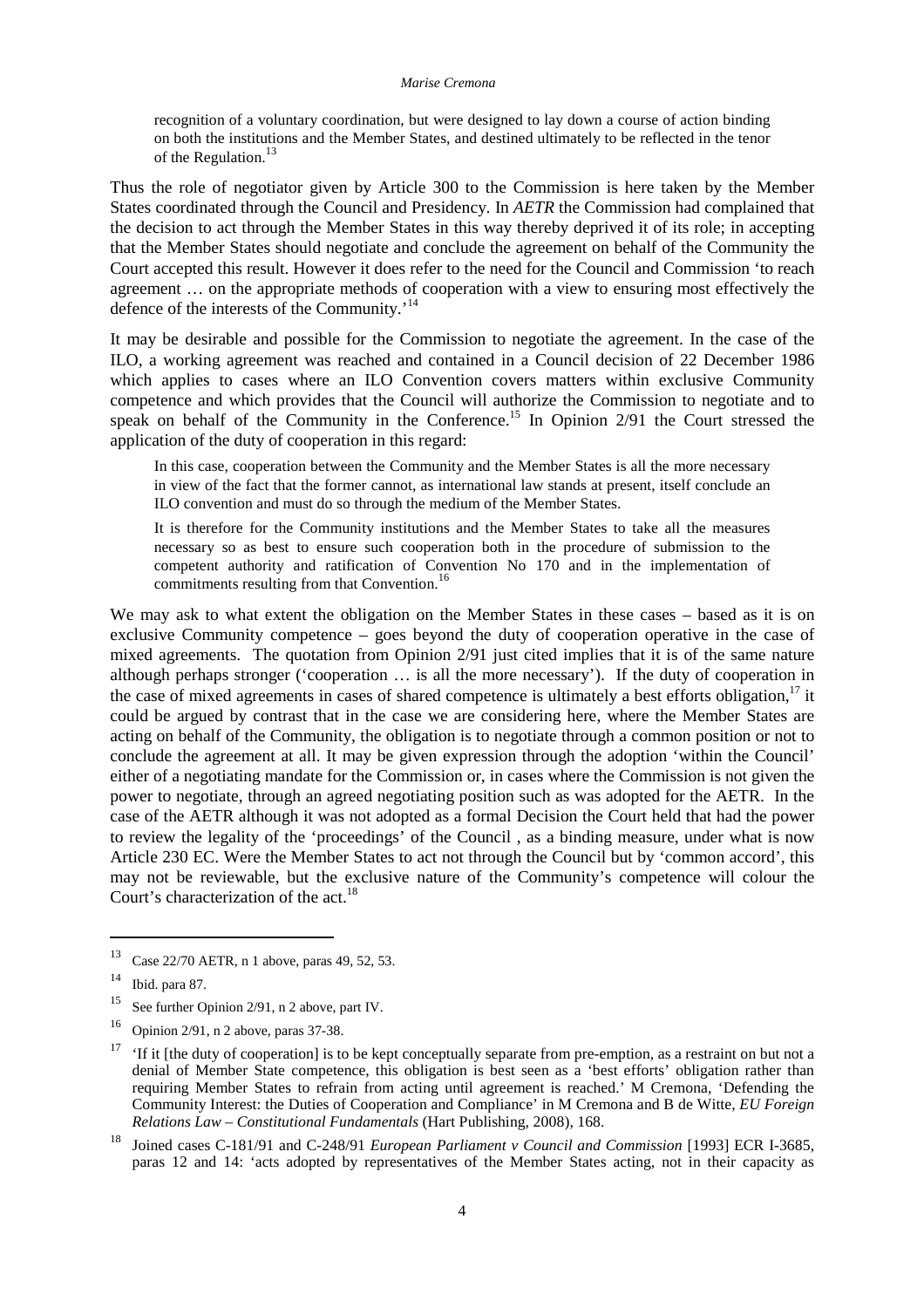recognition of a voluntary coordination, but were designed to lay down a course of action binding on both the institutions and the Member States, and destined ultimately to be reflected in the tenor of the Regulation.[13]

Thus the role of negotiator given by Article 300 to the Commission is here taken by the Member States coordinated through the Council and Presidency. In *AETR* the Commission had complained that the decision to act through the Member States in this way thereby deprived it of its role; in accepting that the Member States should negotiate and conclude the agreement on behalf of the Community the Court accepted this result. However it does refer to the need for the Council and Commission 'to reach agreement … on the appropriate methods of cooperation with a view to ensuring most effectively the defence of the interests of the Community.'[14]

It may be desirable and possible for the Commission to negotiate the agreement. In the case of the ILO, a working agreement was reached and contained in a Council decision of 22 December 1986 which applies to cases where an ILO Convention covers matters within exclusive Community competence and which provides that the Council will authorize the Commission to negotiate and to speak on behalf of the Community in the Conference.[15] In Opinion 2/91 the Court stressed the application of the duty of cooperation in this regard:

> In this case, cooperation between the Community and the Member States is all the more necessary in view of the fact that the former cannot, as international law stands at present, itself conclude an ILO convention and must do so through the medium of the Member States.
>
> It is therefore for the Community institutions and the Member States to take all the measures necessary so as best to ensure such cooperation both in the procedure of submission to the competent authority and ratification of Convention No 170 and in the implementation of commitments resulting from that Convention.[16]

We may ask to what extent the obligation on the Member States in these cases – based as it is on exclusive Community competence – goes beyond the duty of cooperation operative in the case of mixed agreements. The quotation from Opinion 2/91 just cited implies that it is of the same nature although perhaps stronger ('cooperation … is all the more necessary'). If the duty of cooperation in the case of mixed agreements in cases of shared competence is ultimately a best efforts obligation,[17] it could be argued by contrast that in the case we are considering here, where the Member States are acting on behalf of the Community, the obligation is to negotiate through a common position or not to conclude the agreement at all. It may be given expression through the adoption 'within the Council' either of a negotiating mandate for the Commission or, in cases where the Commission is not given the power to negotiate, through an agreed negotiating position such as was adopted for the AETR. In the case of the AETR although it was not adopted as a formal Decision the Court held that had the power to review the legality of the 'proceedings' of the Council , as a binding measure, under what is now Article 230 EC. Were the Member States to act not through the Council but by 'common accord', this may not be reviewable, but the exclusive nature of the Community's competence will colour the Court's characterization of the act.[18]

---

[13] Case 22/70 AETR, n 1 above, paras 49, 52, 53.

[14] Ibid. para 87.

[15] See further Opinion 2/91, n 2 above, part IV.

[16] Opinion 2/91, n 2 above, paras 37-38.

[17] 'If it [the duty of cooperation] is to be kept conceptually separate from pre-emption, as a restraint on but not a denial of Member State competence, this obligation is best seen as a 'best efforts' obligation rather than requiring Member States to refrain from acting until agreement is reached.' M Cremona, 'Defending the Community Interest: the Duties of Cooperation and Compliance' in M Cremona and B de Witte, *EU Foreign Relations Law – Constitutional Fundamentals* (Hart Publishing, 2008), 168.

[18] Joined cases C-181/91 and C-248/91 *European Parliament v Council and Commission* [1993] ECR I-3685, paras 12 and 14: 'acts adopted by representatives of the Member States acting, not in their capacity as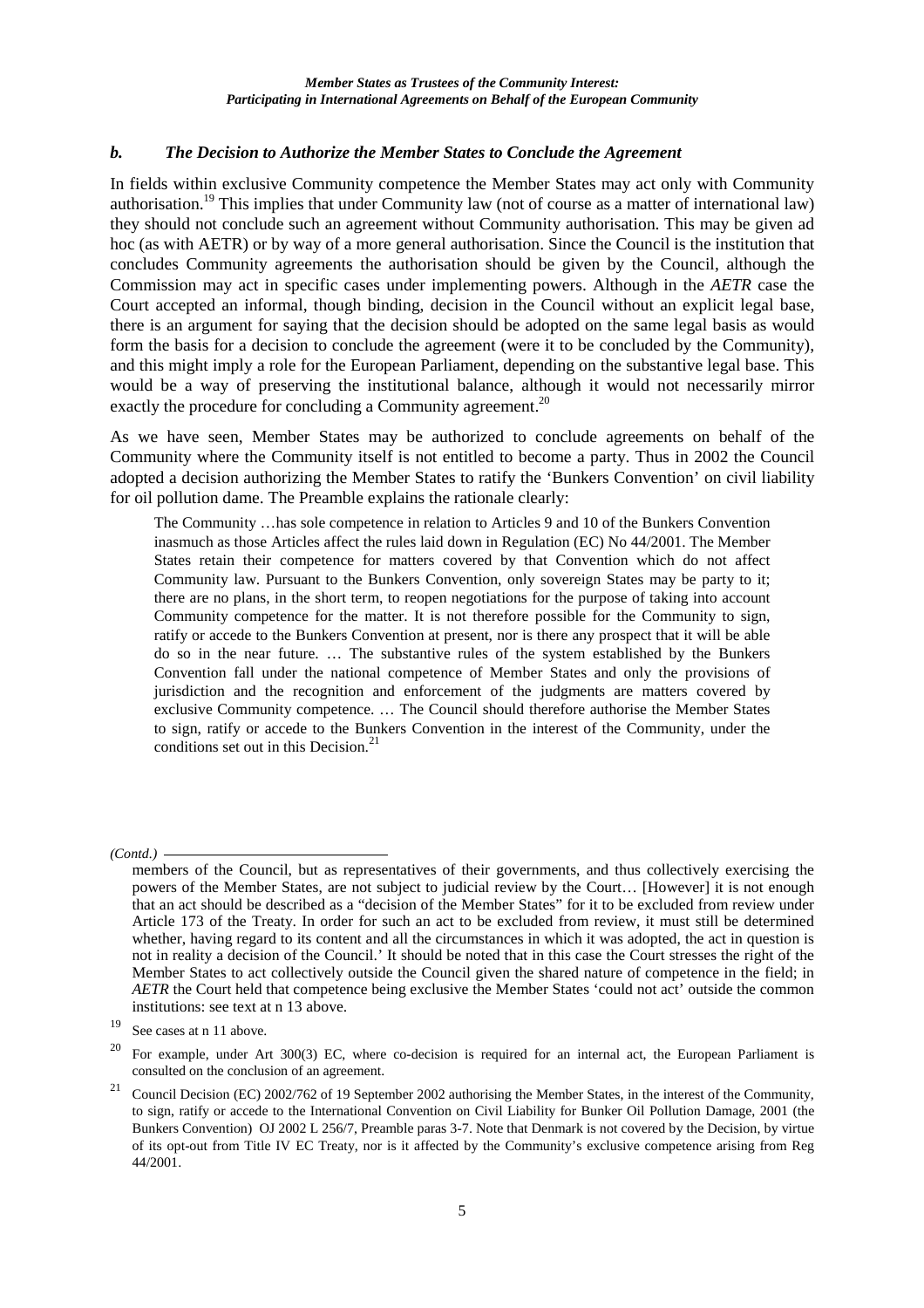### *b. The Decision to Authorize the Member States to Conclude the Agreement*

In fields within exclusive Community competence the Member States may act only with Community authorisation.[19] This implies that under Community law (not of course as a matter of international law) they should not conclude such an agreement without Community authorisation. This may be given ad hoc (as with AETR) or by way of a more general authorisation. Since the Council is the institution that concludes Community agreements the authorisation should be given by the Council, although the Commission may act in specific cases under implementing powers. Although in the *AETR* case the Court accepted an informal, though binding, decision in the Council without an explicit legal base, there is an argument for saying that the decision should be adopted on the same legal basis as would form the basis for a decision to conclude the agreement (were it to be concluded by the Community), and this might imply a role for the European Parliament, depending on the substantive legal base. This would be a way of preserving the institutional balance, although it would not necessarily mirror exactly the procedure for concluding a Community agreement.[20]

As we have seen, Member States may be authorized to conclude agreements on behalf of the Community where the Community itself is not entitled to become a party. Thus in 2002 the Council adopted a decision authorizing the Member States to ratify the 'Bunkers Convention' on civil liability for oil pollution dame. The Preamble explains the rationale clearly:

> The Community …has sole competence in relation to Articles 9 and 10 of the Bunkers Convention inasmuch as those Articles affect the rules laid down in Regulation (EC) No 44/2001. The Member States retain their competence for matters covered by that Convention which do not affect Community law. Pursuant to the Bunkers Convention, only sovereign States may be party to it; there are no plans, in the short term, to reopen negotiations for the purpose of taking into account Community competence for the matter. It is not therefore possible for the Community to sign, ratify or accede to the Bunkers Convention at present, nor is there any prospect that it will be able do so in the near future. … The substantive rules of the system established by the Bunkers Convention fall under the national competence of Member States and only the provisions of jurisdiction and the recognition and enforcement of the judgments are matters covered by exclusive Community competence. … The Council should therefore authorise the Member States to sign, ratify or accede to the Bunkers Convention in the interest of the Community, under the conditions set out in this Decision.[21]

*(Contd.)*

members of the Council, but as representatives of their governments, and thus collectively exercising the powers of the Member States, are not subject to judicial review by the Court… [However] it is not enough that an act should be described as a "decision of the Member States" for it to be excluded from review under Article 173 of the Treaty. In order for such an act to be excluded from review, it must still be determined whether, having regard to its content and all the circumstances in which it was adopted, the act in question is not in reality a decision of the Council.' It should be noted that in this case the Court stresses the right of the Member States to act collectively outside the Council given the shared nature of competence in the field; in *AETR* the Court held that competence being exclusive the Member States 'could not act' outside the common institutions: see text at n 13 above.

[19] See cases at n 11 above.

[20] For example, under Art 300(3) EC, where co-decision is required for an internal act, the European Parliament is consulted on the conclusion of an agreement.

[21] Council Decision (EC) 2002/762 of 19 September 2002 authorising the Member States, in the interest of the Community, to sign, ratify or accede to the International Convention on Civil Liability for Bunker Oil Pollution Damage, 2001 (the Bunkers Convention) OJ 2002 L 256/7, Preamble paras 3-7. Note that Denmark is not covered by the Decision, by virtue of its opt-out from Title IV EC Treaty, nor is it affected by the Community's exclusive competence arising from Reg 44/2001.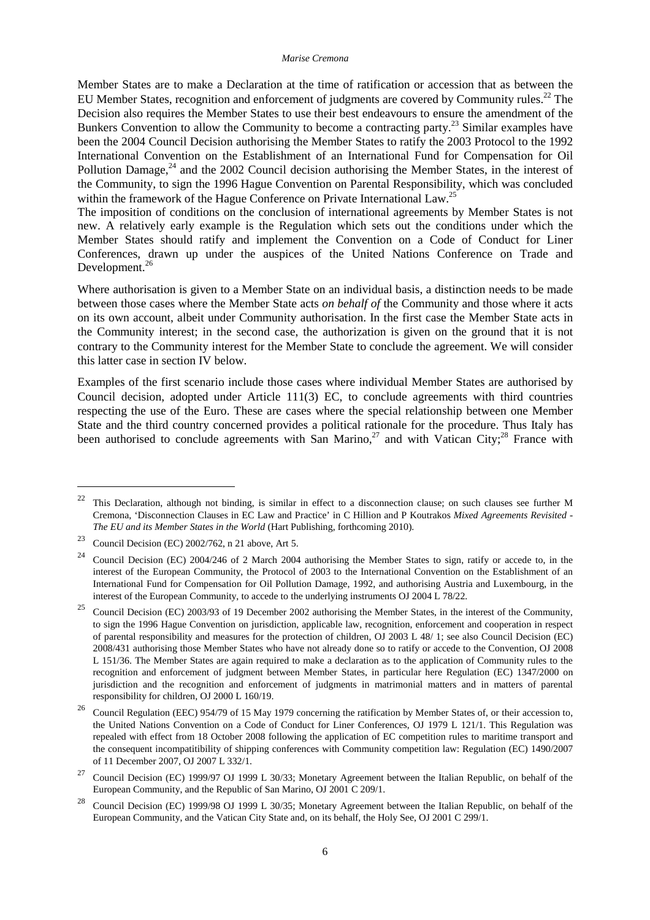Member States are to make a Declaration at the time of ratification or accession that as between the EU Member States, recognition and enforcement of judgments are covered by Community rules.[22] The Decision also requires the Member States to use their best endeavours to ensure the amendment of the Bunkers Convention to allow the Community to become a contracting party.[23] Similar examples have been the 2004 Council Decision authorising the Member States to ratify the 2003 Protocol to the 1992 International Convention on the Establishment of an International Fund for Compensation for Oil Pollution Damage,[24] and the 2002 Council decision authorising the Member States, in the interest of the Community, to sign the 1996 Hague Convention on Parental Responsibility, which was concluded within the framework of the Hague Conference on Private International Law.[25]

The imposition of conditions on the conclusion of international agreements by Member States is not new. A relatively early example is the Regulation which sets out the conditions under which the Member States should ratify and implement the Convention on a Code of Conduct for Liner Conferences, drawn up under the auspices of the United Nations Conference on Trade and Development.[26]

Where authorisation is given to a Member State on an individual basis, a distinction needs to be made between those cases where the Member State acts *on behalf of* the Community and those where it acts on its own account, albeit under Community authorisation. In the first case the Member State acts in the Community interest; in the second case, the authorization is given on the ground that it is not contrary to the Community interest for the Member State to conclude the agreement. We will consider this latter case in section IV below.

Examples of the first scenario include those cases where individual Member States are authorised by Council decision, adopted under Article 111(3) EC, to conclude agreements with third countries respecting the use of the Euro. These are cases where the special relationship between one Member State and the third country concerned provides a political rationale for the procedure. Thus Italy has been authorised to conclude agreements with San Marino,[27] and with Vatican City;[28] France with

---

[22] This Declaration, although not binding, is similar in effect to a disconnection clause; on such clauses see further M Cremona, 'Disconnection Clauses in EC Law and Practice' in C Hillion and P Koutrakos *Mixed Agreements Revisited - The EU and its Member States in the World* (Hart Publishing, forthcoming 2010).

[23] Council Decision (EC) 2002/762, n 21 above, Art 5.

[24] Council Decision (EC) 2004/246 of 2 March 2004 authorising the Member States to sign, ratify or accede to, in the interest of the European Community, the Protocol of 2003 to the International Convention on the Establishment of an International Fund for Compensation for Oil Pollution Damage, 1992, and authorising Austria and Luxembourg, in the interest of the European Community, to accede to the underlying instruments OJ 2004 L 78/22.

[25] Council Decision (EC) 2003/93 of 19 December 2002 authorising the Member States, in the interest of the Community, to sign the 1996 Hague Convention on jurisdiction, applicable law, recognition, enforcement and cooperation in respect of parental responsibility and measures for the protection of children, OJ 2003 L 48/ 1; see also Council Decision (EC) 2008/431 authorising those Member States who have not already done so to ratify or accede to the Convention, OJ 2008 L 151/36. The Member States are again required to make a declaration as to the application of Community rules to the recognition and enforcement of judgment between Member States, in particular here Regulation (EC) 1347/2000 on jurisdiction and the recognition and enforcement of judgments in matrimonial matters and in matters of parental responsibility for children, OJ 2000 L 160/19.

[26] Council Regulation (EEC) 954/79 of 15 May 1979 concerning the ratification by Member States of, or their accession to, the United Nations Convention on a Code of Conduct for Liner Conferences, OJ 1979 L 121/1. This Regulation was repealed with effect from 18 October 2008 following the application of EC competition rules to maritime transport and the consequent incompatitibility of shipping conferences with Community competition law: Regulation (EC) 1490/2007 of 11 December 2007, OJ 2007 L 332/1.

[27] Council Decision (EC) 1999/97 OJ 1999 L 30/33; Monetary Agreement between the Italian Republic, on behalf of the European Community, and the Republic of San Marino, OJ 2001 C 209/1.

[28] Council Decision (EC) 1999/98 OJ 1999 L 30/35; Monetary Agreement between the Italian Republic, on behalf of the European Community, and the Vatican City State and, on its behalf, the Holy See, OJ 2001 C 299/1.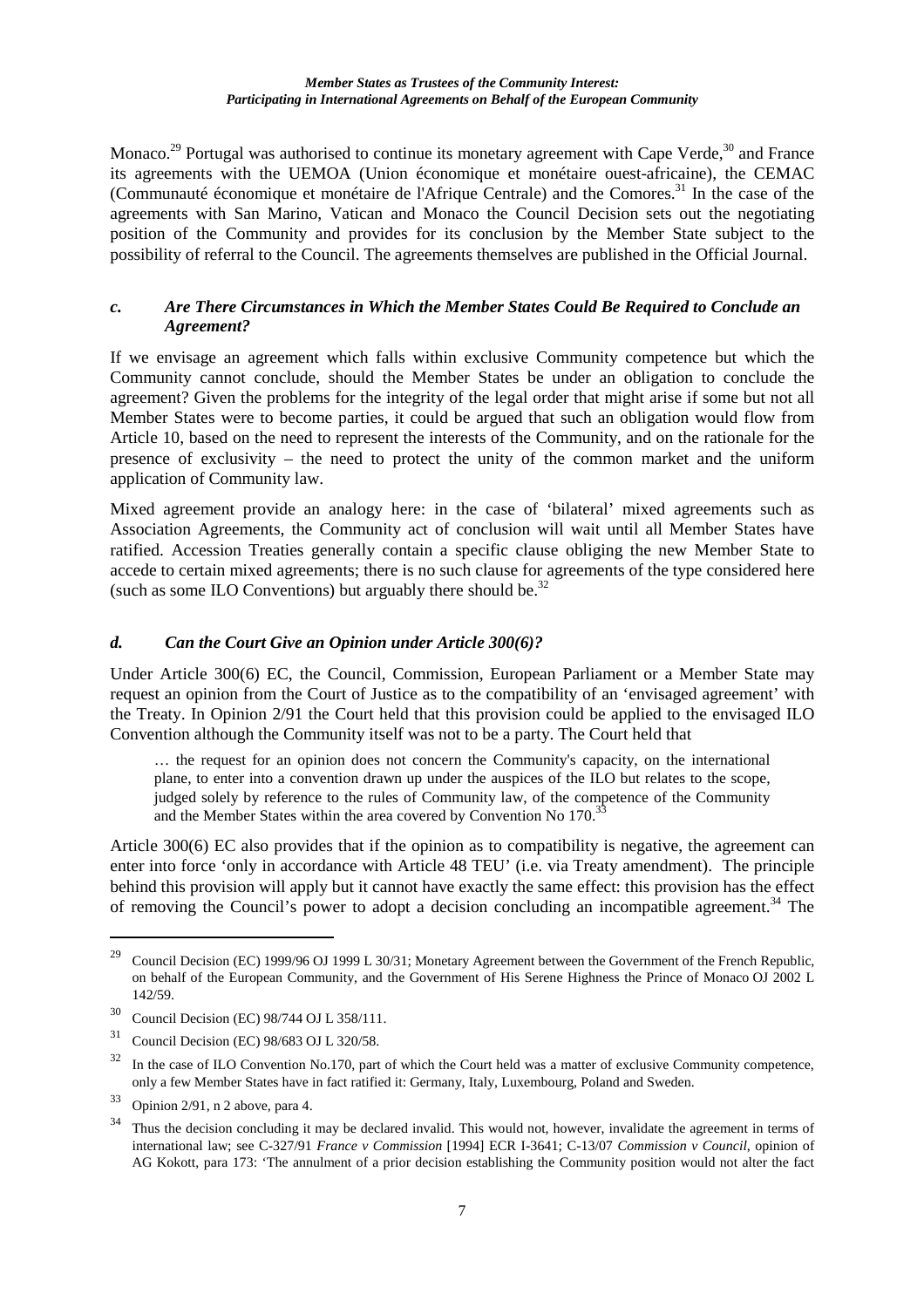Monaco.[29] Portugal was authorised to continue its monetary agreement with Cape Verde,[30] and France its agreements with the UEMOA (Union économique et monétaire ouest-africaine), the CEMAC (Communauté économique et monétaire de l'Afrique Centrale) and the Comores.[31] In the case of the agreements with San Marino, Vatican and Monaco the Council Decision sets out the negotiating position of the Community and provides for its conclusion by the Member State subject to the possibility of referral to the Council. The agreements themselves are published in the Official Journal.

### *c. Are There Circumstances in Which the Member States Could Be Required to Conclude an Agreement?*

If we envisage an agreement which falls within exclusive Community competence but which the Community cannot conclude, should the Member States be under an obligation to conclude the agreement? Given the problems for the integrity of the legal order that might arise if some but not all Member States were to become parties, it could be argued that such an obligation would flow from Article 10, based on the need to represent the interests of the Community, and on the rationale for the presence of exclusivity – the need to protect the unity of the common market and the uniform application of Community law.

Mixed agreement provide an analogy here: in the case of 'bilateral' mixed agreements such as Association Agreements, the Community act of conclusion will wait until all Member States have ratified. Accession Treaties generally contain a specific clause obliging the new Member State to accede to certain mixed agreements; there is no such clause for agreements of the type considered here (such as some ILO Conventions) but arguably there should be.[32]

### *d. Can the Court Give an Opinion under Article 300(6)?*

Under Article 300(6) EC, the Council, Commission, European Parliament or a Member State may request an opinion from the Court of Justice as to the compatibility of an 'envisaged agreement' with the Treaty. In Opinion 2/91 the Court held that this provision could be applied to the envisaged ILO Convention although the Community itself was not to be a party. The Court held that

> … the request for an opinion does not concern the Community's capacity, on the international plane, to enter into a convention drawn up under the auspices of the ILO but relates to the scope, judged solely by reference to the rules of Community law, of the competence of the Community and the Member States within the area covered by Convention No 170.[33]

Article 300(6) EC also provides that if the opinion as to compatibility is negative, the agreement can enter into force 'only in accordance with Article 48 TEU' (i.e. via Treaty amendment). The principle behind this provision will apply but it cannot have exactly the same effect: this provision has the effect of removing the Council's power to adopt a decision concluding an incompatible agreement.[34] The

---

[29] Council Decision (EC) 1999/96 OJ 1999 L 30/31; Monetary Agreement between the Government of the French Republic, on behalf of the European Community, and the Government of His Serene Highness the Prince of Monaco OJ 2002 L 142/59.

[30] Council Decision (EC) 98/744 OJ L 358/111.

[31] Council Decision (EC) 98/683 OJ L 320/58.

[32] In the case of ILO Convention No.170, part of which the Court held was a matter of exclusive Community competence, only a few Member States have in fact ratified it: Germany, Italy, Luxembourg, Poland and Sweden.

[33] Opinion 2/91, n 2 above, para 4.

[34] Thus the decision concluding it may be declared invalid. This would not, however, invalidate the agreement in terms of international law; see C-327/91 *France v Commission* [1994] ECR I-3641; C-13/07 *Commission v Council*, opinion of AG Kokott, para 173: 'The annulment of a prior decision establishing the Community position would not alter the fact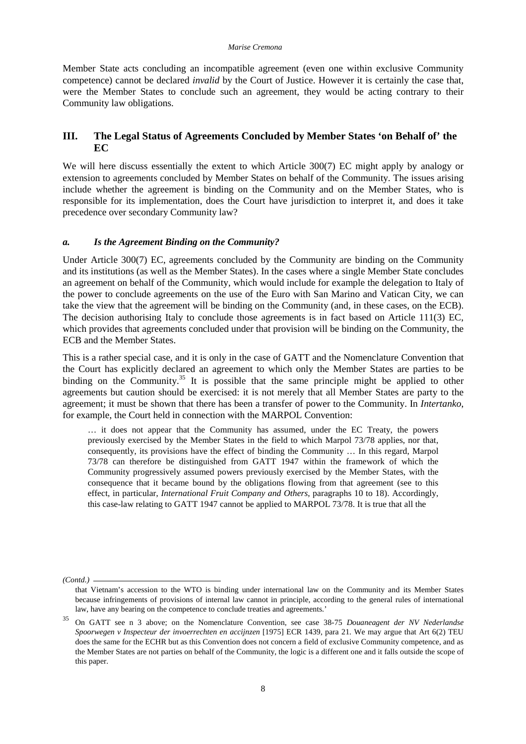Member State acts concluding an incompatible agreement (even one within exclusive Community competence) cannot be declared *invalid* by the Court of Justice. However it is certainly the case that, were the Member States to conclude such an agreement, they would be acting contrary to their Community law obligations.

## III. The Legal Status of Agreements Concluded by Member States 'on Behalf of' the EC

We will here discuss essentially the extent to which Article 300(7) EC might apply by analogy or extension to agreements concluded by Member States on behalf of the Community. The issues arising include whether the agreement is binding on the Community and on the Member States, who is responsible for its implementation, does the Court have jurisdiction to interpret it, and does it take precedence over secondary Community law?

### *a. Is the Agreement Binding on the Community?*

Under Article 300(7) EC, agreements concluded by the Community are binding on the Community and its institutions (as well as the Member States). In the cases where a single Member State concludes an agreement on behalf of the Community, which would include for example the delegation to Italy of the power to conclude agreements on the use of the Euro with San Marino and Vatican City, we can take the view that the agreement will be binding on the Community (and, in these cases, on the ECB). The decision authorising Italy to conclude those agreements is in fact based on Article 111(3) EC, which provides that agreements concluded under that provision will be binding on the Community, the ECB and the Member States.

This is a rather special case, and it is only in the case of GATT and the Nomenclature Convention that the Court has explicitly declared an agreement to which only the Member States are parties to be binding on the Community.[35] It is possible that the same principle might be applied to other agreements but caution should be exercised: it is not merely that all Member States are party to the agreement; it must be shown that there has been a transfer of power to the Community. In *Intertanko*, for example, the Court held in connection with the MARPOL Convention:

> … it does not appear that the Community has assumed, under the EC Treaty, the powers previously exercised by the Member States in the field to which Marpol 73/78 applies, nor that, consequently, its provisions have the effect of binding the Community … In this regard, Marpol 73/78 can therefore be distinguished from GATT 1947 within the framework of which the Community progressively assumed powers previously exercised by the Member States, with the consequence that it became bound by the obligations flowing from that agreement (see to this effect, in particular, *International Fruit Company and Others*, paragraphs 10 to 18). Accordingly, this case-law relating to GATT 1947 cannot be applied to MARPOL 73/78. It is true that all the

---

*(Contd.)*

that Vietnam's accession to the WTO is binding under international law on the Community and its Member States because infringements of provisions of internal law cannot in principle, according to the general rules of international law, have any bearing on the competence to conclude treaties and agreements.'

[35] On GATT see n 3 above; on the Nomenclature Convention, see case 38-75 *Douaneagent der NV Nederlandse Spoorwegen v Inspecteur der invoerrechten en accijnzen* [1975] ECR 1439, para 21. We may argue that Art 6(2) TEU does the same for the ECHR but as this Convention does not concern a field of exclusive Community competence, and as the Member States are not parties on behalf of the Community, the logic is a different one and it falls outside the scope of this paper.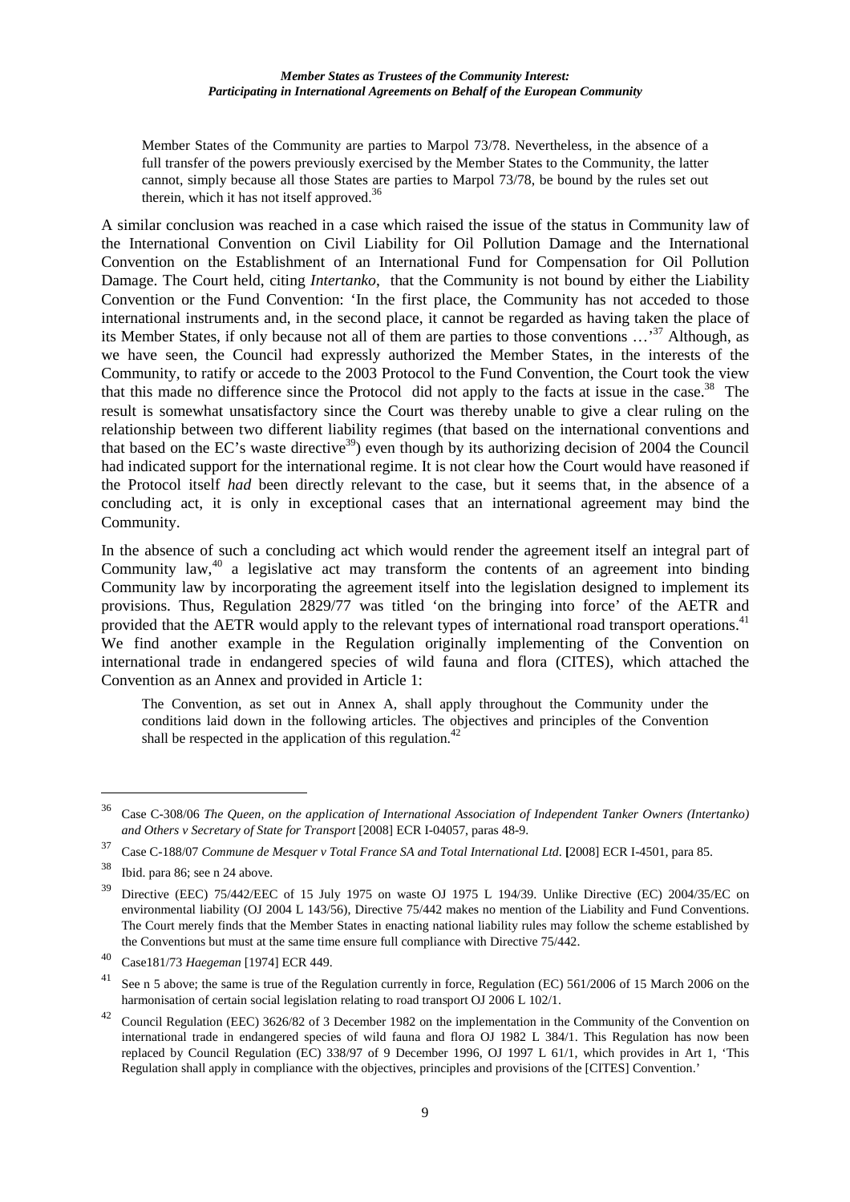> Member States of the Community are parties to Marpol 73/78. Nevertheless, in the absence of a full transfer of the powers previously exercised by the Member States to the Community, the latter cannot, simply because all those States are parties to Marpol 73/78, be bound by the rules set out therein, which it has not itself approved.[36]

A similar conclusion was reached in a case which raised the issue of the status in Community law of the International Convention on Civil Liability for Oil Pollution Damage and the International Convention on the Establishment of an International Fund for Compensation for Oil Pollution Damage. The Court held, citing *Intertanko*, that the Community is not bound by either the Liability Convention or the Fund Convention: 'In the first place, the Community has not acceded to those international instruments and, in the second place, it cannot be regarded as having taken the place of its Member States, if only because not all of them are parties to those conventions …'[37] Although, as we have seen, the Council had expressly authorized the Member States, in the interests of the Community, to ratify or accede to the 2003 Protocol to the Fund Convention, the Court took the view that this made no difference since the Protocol did not apply to the facts at issue in the case.[38] The result is somewhat unsatisfactory since the Court was thereby unable to give a clear ruling on the relationship between two different liability regimes (that based on the international conventions and that based on the EC's waste directive[39]) even though by its authorizing decision of 2004 the Council had indicated support for the international regime. It is not clear how the Court would have reasoned if the Protocol itself *had* been directly relevant to the case, but it seems that, in the absence of a concluding act, it is only in exceptional cases that an international agreement may bind the Community.

In the absence of such a concluding act which would render the agreement itself an integral part of Community law,[40] a legislative act may transform the contents of an agreement into binding Community law by incorporating the agreement itself into the legislation designed to implement its provisions. Thus, Regulation 2829/77 was titled 'on the bringing into force' of the AETR and provided that the AETR would apply to the relevant types of international road transport operations.[41] We find another example in the Regulation originally implementing of the Convention on international trade in endangered species of wild fauna and flora (CITES), which attached the Convention as an Annex and provided in Article 1:

> The Convention, as set out in Annex A, shall apply throughout the Community under the conditions laid down in the following articles. The objectives and principles of the Convention shall be respected in the application of this regulation.[42]

---

[36] Case C-308/06 *The Queen, on the application of International Association of Independent Tanker Owners (Intertanko) and Others v Secretary of State for Transport* [2008] ECR I-04057, paras 48-9.

[37] Case C-188/07 *Commune de Mesquer v Total France SA and Total International Ltd*. [2008] ECR I-4501, para 85.

[38] Ibid. para 86; see n 24 above.

[39] Directive (EEC) 75/442/EEC of 15 July 1975 on waste OJ 1975 L 194/39. Unlike Directive (EC) 2004/35/EC on environmental liability (OJ 2004 L 143/56), Directive 75/442 makes no mention of the Liability and Fund Conventions. The Court merely finds that the Member States in enacting national liability rules may follow the scheme established by the Conventions but must at the same time ensure full compliance with Directive 75/442.

[40] Case181/73 *Haegeman* [1974] ECR 449.

[41] See n 5 above; the same is true of the Regulation currently in force, Regulation (EC) 561/2006 of 15 March 2006 on the harmonisation of certain social legislation relating to road transport OJ 2006 L 102/1.

[42] Council Regulation (EEC) 3626/82 of 3 December 1982 on the implementation in the Community of the Convention on international trade in endangered species of wild fauna and flora OJ 1982 L 384/1. This Regulation has now been replaced by Council Regulation (EC) 338/97 of 9 December 1996, OJ 1997 L 61/1, which provides in Art 1, 'This Regulation shall apply in compliance with the objectives, principles and provisions of the [CITES] Convention.'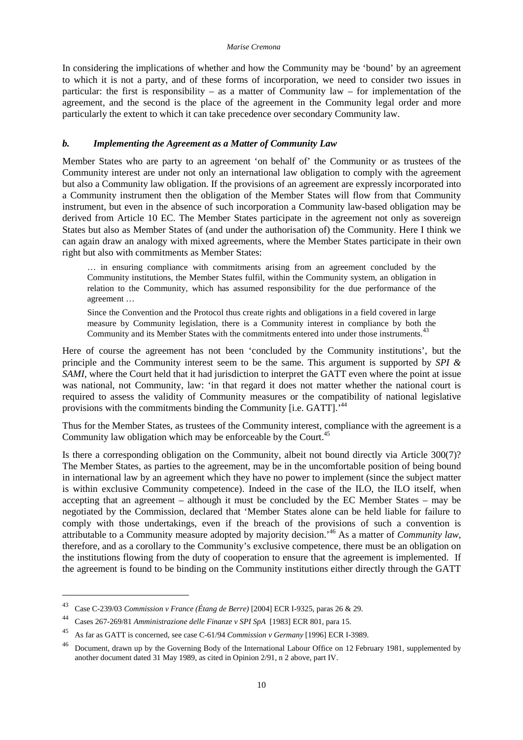In considering the implications of whether and how the Community may be 'bound' by an agreement to which it is not a party, and of these forms of incorporation, we need to consider two issues in particular: the first is responsibility – as a matter of Community law – for implementation of the agreement, and the second is the place of the agreement in the Community legal order and more particularly the extent to which it can take precedence over secondary Community law.

### *b. Implementing the Agreement as a Matter of Community Law*

Member States who are party to an agreement 'on behalf of' the Community or as trustees of the Community interest are under not only an international law obligation to comply with the agreement but also a Community law obligation. If the provisions of an agreement are expressly incorporated into a Community instrument then the obligation of the Member States will flow from that Community instrument, but even in the absence of such incorporation a Community law-based obligation may be derived from Article 10 EC. The Member States participate in the agreement not only as sovereign States but also as Member States of (and under the authorisation of) the Community. Here I think we can again draw an analogy with mixed agreements, where the Member States participate in their own right but also with commitments as Member States:

> … in ensuring compliance with commitments arising from an agreement concluded by the Community institutions, the Member States fulfil, within the Community system, an obligation in relation to the Community, which has assumed responsibility for the due performance of the agreement …
>
> Since the Convention and the Protocol thus create rights and obligations in a field covered in large measure by Community legislation, there is a Community interest in compliance by both the Community and its Member States with the commitments entered into under those instruments.[43]

Here of course the agreement has not been 'concluded by the Community institutions', but the principle and the Community interest seem to be the same. This argument is supported by *SPI & SAMI*, where the Court held that it had jurisdiction to interpret the GATT even where the point at issue was national, not Community, law: 'in that regard it does not matter whether the national court is required to assess the validity of Community measures or the compatibility of national legislative provisions with the commitments binding the Community [i.e. GATT].'[44]

Thus for the Member States, as trustees of the Community interest, compliance with the agreement is a Community law obligation which may be enforceable by the Court.[45]

Is there a corresponding obligation on the Community, albeit not bound directly via Article 300(7)? The Member States, as parties to the agreement, may be in the uncomfortable position of being bound in international law by an agreement which they have no power to implement (since the subject matter is within exclusive Community competence). Indeed in the case of the ILO, the ILO itself, when accepting that an agreement – although it must be concluded by the EC Member States – may be negotiated by the Commission, declared that 'Member States alone can be held liable for failure to comply with those undertakings, even if the breach of the provisions of such a convention is attributable to a Community measure adopted by majority decision.'[46] As a matter of *Community law*, therefore, and as a corollary to the Community's exclusive competence, there must be an obligation on the institutions flowing from the duty of cooperation to ensure that the agreement is implemented. If the agreement is found to be binding on the Community institutions either directly through the GATT

---

[43] Case C-239/03 *Commission v France (Étang de Berre)* [2004] ECR I-9325, paras 26 & 29.

[44] Cases 267-269/81 *Amministrazione delle Finanze v SPI SpA* [1983] ECR 801, para 15.

[45] As far as GATT is concerned, see case C-61/94 *Commission v Germany* [1996] ECR I-3989.

[46] Document, drawn up by the Governing Body of the International Labour Office on 12 February 1981, supplemented by another document dated 31 May 1989, as cited in Opinion 2/91, n 2 above, part IV.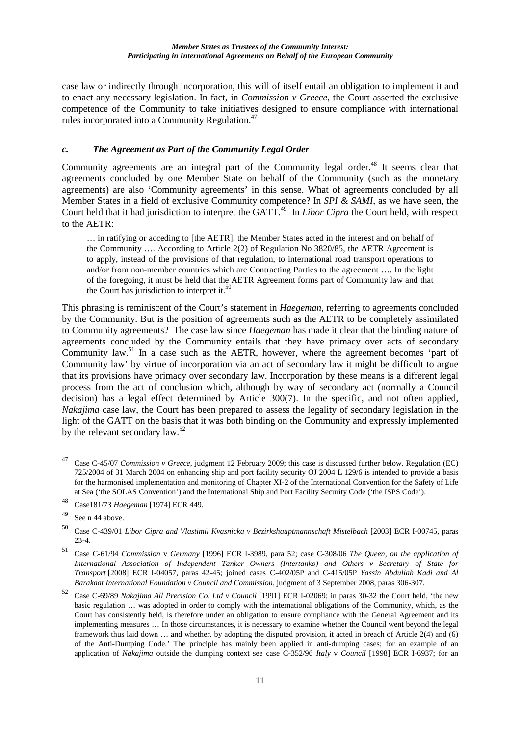case law or indirectly through incorporation, this will of itself entail an obligation to implement it and to enact any necessary legislation. In fact, in *Commission v Greece*, the Court asserted the exclusive competence of the Community to take initiatives designed to ensure compliance with international rules incorporated into a Community Regulation.[47]

### *c. The Agreement as Part of the Community Legal Order*

Community agreements are an integral part of the Community legal order.[48] It seems clear that agreements concluded by one Member State on behalf of the Community (such as the monetary agreements) are also 'Community agreements' in this sense. What of agreements concluded by all Member States in a field of exclusive Community competence? In *SPI & SAMI*, as we have seen, the Court held that it had jurisdiction to interpret the GATT.[49] In *Libor Cipra* the Court held, with respect to the AETR:

> … in ratifying or acceding to [the AETR], the Member States acted in the interest and on behalf of the Community …. According to Article 2(2) of Regulation No 3820/85, the AETR Agreement is to apply, instead of the provisions of that regulation, to international road transport operations to and/or from non-member countries which are Contracting Parties to the agreement …. In the light of the foregoing, it must be held that the AETR Agreement forms part of Community law and that the Court has jurisdiction to interpret it.[50]

This phrasing is reminiscent of the Court's statement in *Haegeman*, referring to agreements concluded by the Community. But is the position of agreements such as the AETR to be completely assimilated to Community agreements? The case law since *Haegeman* has made it clear that the binding nature of agreements concluded by the Community entails that they have primacy over acts of secondary Community law.[51] In a case such as the AETR, however, where the agreement becomes 'part of Community law' by virtue of incorporation via an act of secondary law it might be difficult to argue that its provisions have primacy over secondary law. Incorporation by these means is a different legal process from the act of conclusion which, although by way of secondary act (normally a Council decision) has a legal effect determined by Article 300(7). In the specific, and not often applied, *Nakajima* case law, the Court has been prepared to assess the legality of secondary legislation in the light of the GATT on the basis that it was both binding on the Community and expressly implemented by the relevant secondary law.[52]

---

[47] Case C-45/07 *Commission v Greece*, judgment 12 February 2009; this case is discussed further below. Regulation (EC) 725/2004 of 31 March 2004 on enhancing ship and port facility security OJ 2004 L 129/6 is intended to provide a basis for the harmonised implementation and monitoring of Chapter XI-2 of the International Convention for the Safety of Life at Sea ('the SOLAS Convention') and the International Ship and Port Facility Security Code ('the ISPS Code').

[48] Case181/73 *Haegeman* [1974] ECR 449.

[49] See n 44 above.

[50] Case C-439/01 *Libor Cipra and Vlastimil Kvasnicka v Bezirkshauptmannschaft Mistelbach* [2003] ECR I-00745, paras 23-4.

[51] Case C-61/94 *Commission* v *Germany* [1996] ECR I-3989, para 52; case C-308/06 *The Queen, on the application of International Association of Independent Tanker Owners (Intertanko) and Others v Secretary of State for Transport* [2008] ECR I-04057, paras 42-45; joined cases C-402/05P and C-415/05P *Yassin Abdullah Kadi and Al Barakaat International Foundation v Council and Commission*, judgment of 3 September 2008, paras 306-307.

[52] Case C-69/89 *Nakajima All Precision Co. Ltd v Council* [1991] ECR I-02069; in paras 30-32 the Court held, 'the new basic regulation … was adopted in order to comply with the international obligations of the Community, which, as the Court has consistently held, is therefore under an obligation to ensure compliance with the General Agreement and its implementing measures … In those circumstances, it is necessary to examine whether the Council went beyond the legal framework thus laid down … and whether, by adopting the disputed provision, it acted in breach of Article 2(4) and (6) of the Anti-Dumping Code.' The principle has mainly been applied in anti-dumping cases; for an example of an application of *Nakajima* outside the dumping context see case C-352/96 *Italy* v *Council* [1998] ECR I-6937; for an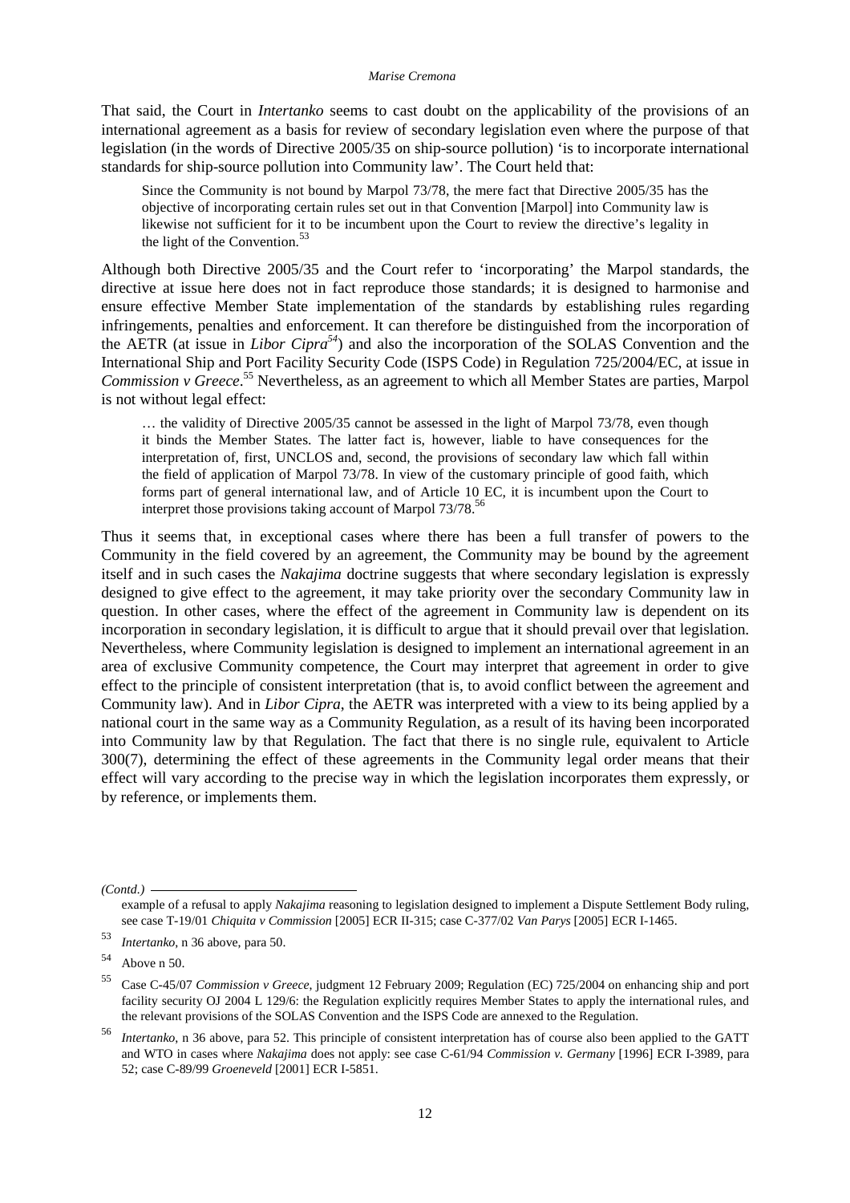That said, the Court in *Intertanko* seems to cast doubt on the applicability of the provisions of an international agreement as a basis for review of secondary legislation even where the purpose of that legislation (in the words of Directive 2005/35 on ship-source pollution) 'is to incorporate international standards for ship-source pollution into Community law'. The Court held that:

> Since the Community is not bound by Marpol 73/78, the mere fact that Directive 2005/35 has the objective of incorporating certain rules set out in that Convention [Marpol] into Community law is likewise not sufficient for it to be incumbent upon the Court to review the directive's legality in the light of the Convention.[53]

Although both Directive 2005/35 and the Court refer to 'incorporating' the Marpol standards, the directive at issue here does not in fact reproduce those standards; it is designed to harmonise and ensure effective Member State implementation of the standards by establishing rules regarding infringements, penalties and enforcement. It can therefore be distinguished from the incorporation of the AETR (at issue in *Libor Cipra*[54]) and also the incorporation of the SOLAS Convention and the International Ship and Port Facility Security Code (ISPS Code) in Regulation 725/2004/EC, at issue in *Commission v Greece*.[55] Nevertheless, as an agreement to which all Member States are parties, Marpol is not without legal effect:

> … the validity of Directive 2005/35 cannot be assessed in the light of Marpol 73/78, even though it binds the Member States. The latter fact is, however, liable to have consequences for the interpretation of, first, UNCLOS and, second, the provisions of secondary law which fall within the field of application of Marpol 73/78. In view of the customary principle of good faith, which forms part of general international law, and of Article 10 EC, it is incumbent upon the Court to interpret those provisions taking account of Marpol 73/78.[56]

Thus it seems that, in exceptional cases where there has been a full transfer of powers to the Community in the field covered by an agreement, the Community may be bound by the agreement itself and in such cases the *Nakajima* doctrine suggests that where secondary legislation is expressly designed to give effect to the agreement, it may take priority over the secondary Community law in question. In other cases, where the effect of the agreement in Community law is dependent on its incorporation in secondary legislation, it is difficult to argue that it should prevail over that legislation. Nevertheless, where Community legislation is designed to implement an international agreement in an area of exclusive Community competence, the Court may interpret that agreement in order to give effect to the principle of consistent interpretation (that is, to avoid conflict between the agreement and Community law). And in *Libor Cipra*, the AETR was interpreted with a view to its being applied by a national court in the same way as a Community Regulation, as a result of its having been incorporated into Community law by that Regulation. The fact that there is no single rule, equivalent to Article 300(7), determining the effect of these agreements in the Community legal order means that their effect will vary according to the precise way in which the legislation incorporates them expressly, or by reference, or implements them.

---

*(Contd.)* example of a refusal to apply *Nakajima* reasoning to legislation designed to implement a Dispute Settlement Body ruling, see case T-19/01 *Chiquita v Commission* [2005] ECR II-315; case C-377/02 *Van Parys* [2005] ECR I-1465.

[53] *Intertanko*, n 36 above, para 50.

[54] Above n 50.

[55] Case C-45/07 *Commission v Greece*, judgment 12 February 2009; Regulation (EC) 725/2004 on enhancing ship and port facility security OJ 2004 L 129/6: the Regulation explicitly requires Member States to apply the international rules, and the relevant provisions of the SOLAS Convention and the ISPS Code are annexed to the Regulation.

[56] *Intertanko*, n 36 above, para 52. This principle of consistent interpretation has of course also been applied to the GATT and WTO in cases where *Nakajima* does not apply: see case C-61/94 *Commission v. Germany* [1996] ECR I-3989, para 52; case C-89/99 *Groeneveld* [2001] ECR I-5851.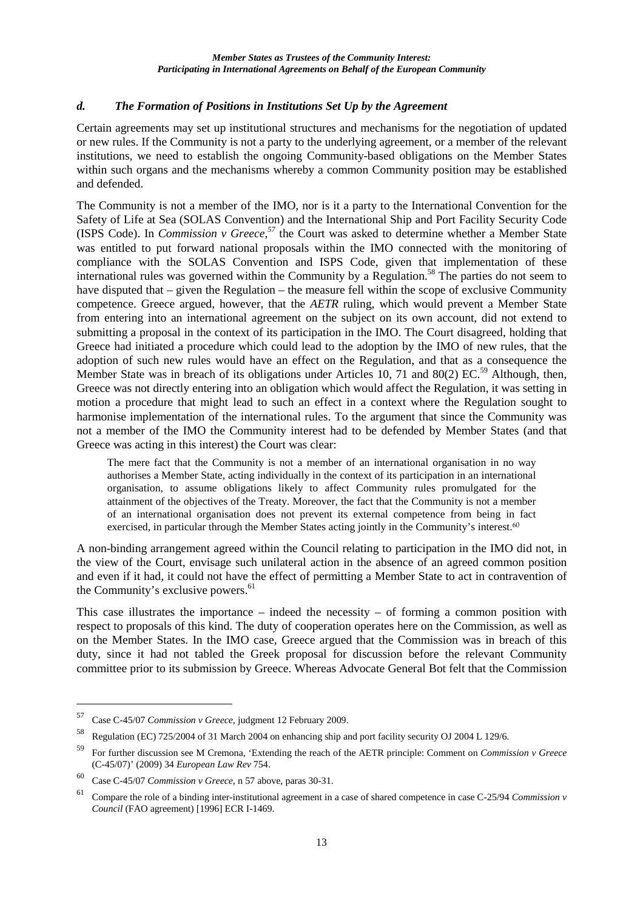### *d. The Formation of Positions in Institutions Set Up by the Agreement*

Certain agreements may set up institutional structures and mechanisms for the negotiation of updated or new rules. If the Community is not a party to the underlying agreement, or a member of the relevant institutions, we need to establish the ongoing Community-based obligations on the Member States within such organs and the mechanisms whereby a common Community position may be established and defended.

The Community is not a member of the IMO, nor is it a party to the International Convention for the Safety of Life at Sea (SOLAS Convention) and the International Ship and Port Facility Security Code (ISPS Code). In *Commission v Greece*,[57] the Court was asked to determine whether a Member State was entitled to put forward national proposals within the IMO connected with the monitoring of compliance with the SOLAS Convention and ISPS Code, given that implementation of these international rules was governed within the Community by a Regulation.[58] The parties do not seem to have disputed that – given the Regulation – the measure fell within the scope of exclusive Community competence. Greece argued, however, that the *AETR* ruling, which would prevent a Member State from entering into an international agreement on the subject on its own account, did not extend to submitting a proposal in the context of its participation in the IMO. The Court disagreed, holding that Greece had initiated a procedure which could lead to the adoption by the IMO of new rules, that the adoption of such new rules would have an effect on the Regulation, and that as a consequence the Member State was in breach of its obligations under Articles 10, 71 and 80(2) EC.[59] Although, then, Greece was not directly entering into an obligation which would affect the Regulation, it was setting in motion a procedure that might lead to such an effect in a context where the Regulation sought to harmonise implementation of the international rules. To the argument that since the Community was not a member of the IMO the Community interest had to be defended by Member States (and that Greece was acting in this interest) the Court was clear:

> The mere fact that the Community is not a member of an international organisation in no way authorises a Member State, acting individually in the context of its participation in an international organisation, to assume obligations likely to affect Community rules promulgated for the attainment of the objectives of the Treaty. Moreover, the fact that the Community is not a member of an international organisation does not prevent its external competence from being in fact exercised, in particular through the Member States acting jointly in the Community's interest.[60]

A non-binding arrangement agreed within the Council relating to participation in the IMO did not, in the view of the Court, envisage such unilateral action in the absence of an agreed common position and even if it had, it could not have the effect of permitting a Member State to act in contravention of the Community's exclusive powers.[61]

This case illustrates the importance – indeed the necessity – of forming a common position with respect to proposals of this kind. The duty of cooperation operates here on the Commission, as well as on the Member States. In the IMO case, Greece argued that the Commission was in breach of this duty, since it had not tabled the Greek proposal for discussion before the relevant Community committee prior to its submission by Greece. Whereas Advocate General Bot felt that the Commission

---

[57] Case C-45/07 *Commission v Greece*, judgment 12 February 2009.

[58] Regulation (EC) 725/2004 of 31 March 2004 on enhancing ship and port facility security OJ 2004 L 129/6.

[59] For further discussion see M Cremona, 'Extending the reach of the AETR principle: Comment on *Commission v Greece* (C-45/07)' (2009) 34 *European Law Rev* 754.

[60] Case C-45/07 *Commission v Greece*, n 57 above, paras 30-31.

[61] Compare the role of a binding inter-institutional agreement in a case of shared competence in case C-25/94 *Commission v Council* (FAO agreement) [1996] ECR I-1469.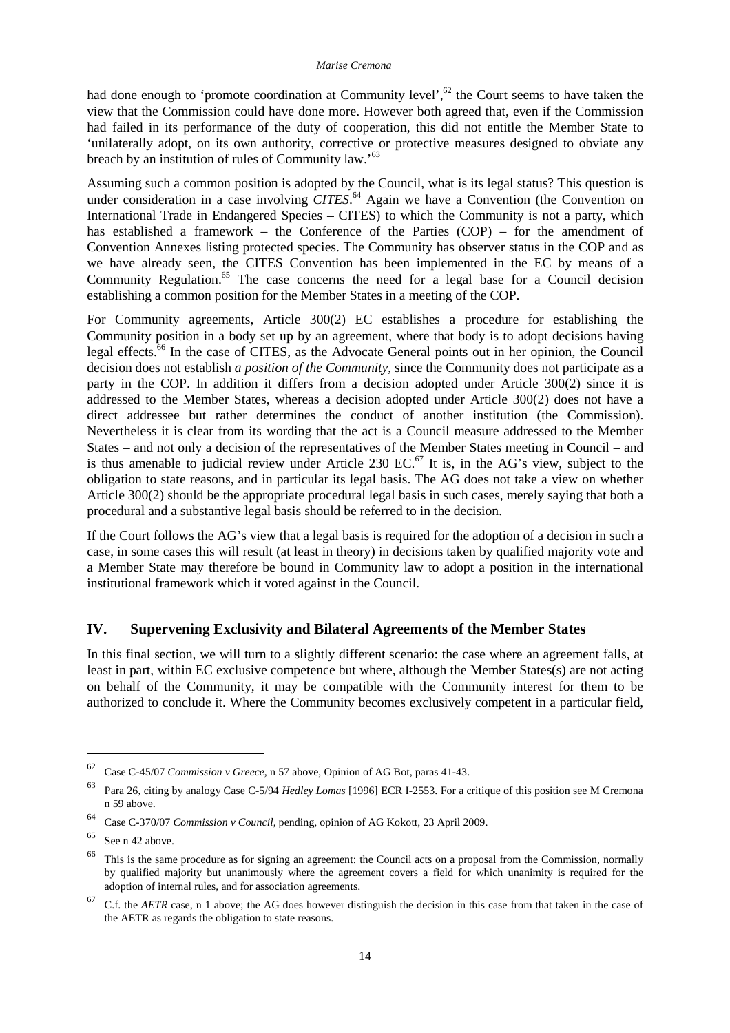had done enough to 'promote coordination at Community level',[62] the Court seems to have taken the view that the Commission could have done more. However both agreed that, even if the Commission had failed in its performance of the duty of cooperation, this did not entitle the Member State to 'unilaterally adopt, on its own authority, corrective or protective measures designed to obviate any breach by an institution of rules of Community law.'[63]

Assuming such a common position is adopted by the Council, what is its legal status? This question is under consideration in a case involving *CITES*.[64] Again we have a Convention (the Convention on International Trade in Endangered Species – CITES) to which the Community is not a party, which has established a framework – the Conference of the Parties (COP) – for the amendment of Convention Annexes listing protected species. The Community has observer status in the COP and as we have already seen, the CITES Convention has been implemented in the EC by means of a Community Regulation.[65] The case concerns the need for a legal base for a Council decision establishing a common position for the Member States in a meeting of the COP.

For Community agreements, Article 300(2) EC establishes a procedure for establishing the Community position in a body set up by an agreement, where that body is to adopt decisions having legal effects.[66] In the case of CITES, as the Advocate General points out in her opinion, the Council decision does not establish *a position of the Community*, since the Community does not participate as a party in the COP. In addition it differs from a decision adopted under Article 300(2) since it is addressed to the Member States, whereas a decision adopted under Article 300(2) does not have a direct addressee but rather determines the conduct of another institution (the Commission). Nevertheless it is clear from its wording that the act is a Council measure addressed to the Member States – and not only a decision of the representatives of the Member States meeting in Council – and is thus amenable to judicial review under Article 230 EC.[67] It is, in the AG's view, subject to the obligation to state reasons, and in particular its legal basis. The AG does not take a view on whether Article 300(2) should be the appropriate procedural legal basis in such cases, merely saying that both a procedural and a substantive legal basis should be referred to in the decision.

If the Court follows the AG's view that a legal basis is required for the adoption of a decision in such a case, in some cases this will result (at least in theory) in decisions taken by qualified majority vote and a Member State may therefore be bound in Community law to adopt a position in the international institutional framework which it voted against in the Council.

## IV. Supervening Exclusivity and Bilateral Agreements of the Member States

In this final section, we will turn to a slightly different scenario: the case where an agreement falls, at least in part, within EC exclusive competence but where, although the Member States(s) are not acting on behalf of the Community, it may be compatible with the Community interest for them to be authorized to conclude it. Where the Community becomes exclusively competent in a particular field,

---

[62] Case C-45/07 *Commission v Greece*, n 57 above, Opinion of AG Bot, paras 41-43.

[63] Para 26, citing by analogy Case C-5/94 *Hedley Lomas* [1996] ECR I-2553. For a critique of this position see M Cremona n 59 above.

[64] Case C-370/07 *Commission v Council*, pending, opinion of AG Kokott, 23 April 2009.

[65] See n 42 above.

[66] This is the same procedure as for signing an agreement: the Council acts on a proposal from the Commission, normally by qualified majority but unanimously where the agreement covers a field for which unanimity is required for the adoption of internal rules, and for association agreements.

[67] C.f. the *AETR* case, n 1 above; the AG does however distinguish the decision in this case from that taken in the case of the AETR as regards the obligation to state reasons.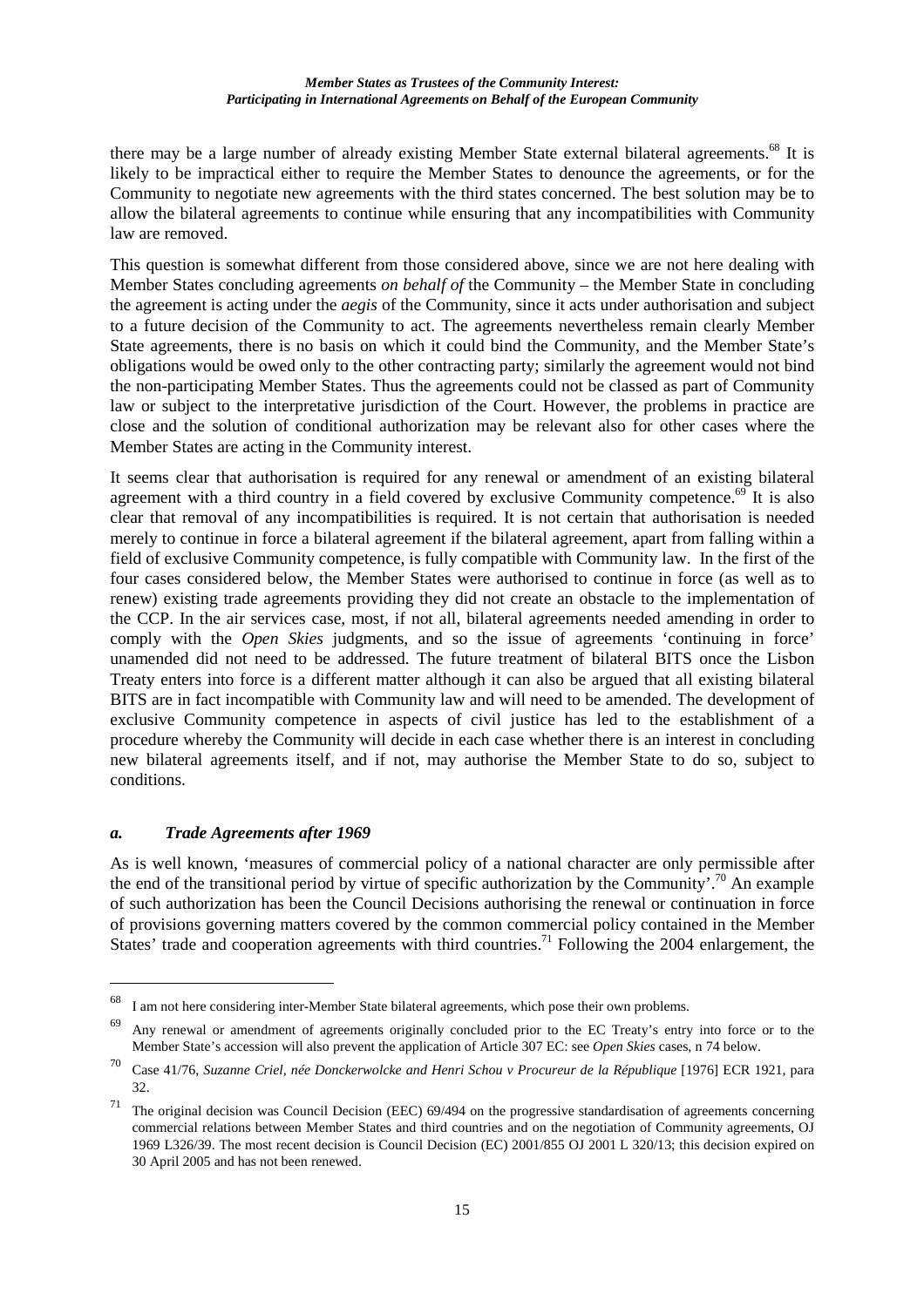there may be a large number of already existing Member State external bilateral agreements.[68] It is likely to be impractical either to require the Member States to denounce the agreements, or for the Community to negotiate new agreements with the third states concerned. The best solution may be to allow the bilateral agreements to continue while ensuring that any incompatibilities with Community law are removed.

This question is somewhat different from those considered above, since we are not here dealing with Member States concluding agreements *on behalf of* the Community – the Member State in concluding the agreement is acting under the *aegis* of the Community, since it acts under authorisation and subject to a future decision of the Community to act. The agreements nevertheless remain clearly Member State agreements, there is no basis on which it could bind the Community, and the Member State's obligations would be owed only to the other contracting party; similarly the agreement would not bind the non-participating Member States. Thus the agreements could not be classed as part of Community law or subject to the interpretative jurisdiction of the Court. However, the problems in practice are close and the solution of conditional authorization may be relevant also for other cases where the Member States are acting in the Community interest.

It seems clear that authorisation is required for any renewal or amendment of an existing bilateral agreement with a third country in a field covered by exclusive Community competence.[69] It is also clear that removal of any incompatibilities is required. It is not certain that authorisation is needed merely to continue in force a bilateral agreement if the bilateral agreement, apart from falling within a field of exclusive Community competence, is fully compatible with Community law. In the first of the four cases considered below, the Member States were authorised to continue in force (as well as to renew) existing trade agreements providing they did not create an obstacle to the implementation of the CCP. In the air services case, most, if not all, bilateral agreements needed amending in order to comply with the *Open Skies* judgments, and so the issue of agreements 'continuing in force' unamended did not need to be addressed. The future treatment of bilateral BITS once the Lisbon Treaty enters into force is a different matter although it can also be argued that all existing bilateral BITS are in fact incompatible with Community law and will need to be amended. The development of exclusive Community competence in aspects of civil justice has led to the establishment of a procedure whereby the Community will decide in each case whether there is an interest in concluding new bilateral agreements itself, and if not, may authorise the Member State to do so, subject to conditions.

### *a. Trade Agreements after 1969*

As is well known, 'measures of commercial policy of a national character are only permissible after the end of the transitional period by virtue of specific authorization by the Community'.[70] An example of such authorization has been the Council Decisions authorising the renewal or continuation in force of provisions governing matters covered by the common commercial policy contained in the Member States' trade and cooperation agreements with third countries.[71] Following the 2004 enlargement, the

---

[68] I am not here considering inter-Member State bilateral agreements, which pose their own problems.

[69] Any renewal or amendment of agreements originally concluded prior to the EC Treaty's entry into force or to the Member State's accession will also prevent the application of Article 307 EC: see *Open Skies* cases, n 74 below.

[70] Case 41/76, *Suzanne Criel, née Donckerwolcke and Henri Schou v Procureur de la République* [1976] ECR 1921, para 32.

[71] The original decision was Council Decision (EEC) 69/494 on the progressive standardisation of agreements concerning commercial relations between Member States and third countries and on the negotiation of Community agreements, OJ 1969 L326/39. The most recent decision is Council Decision (EC) 2001/855 OJ 2001 L 320/13; this decision expired on 30 April 2005 and has not been renewed.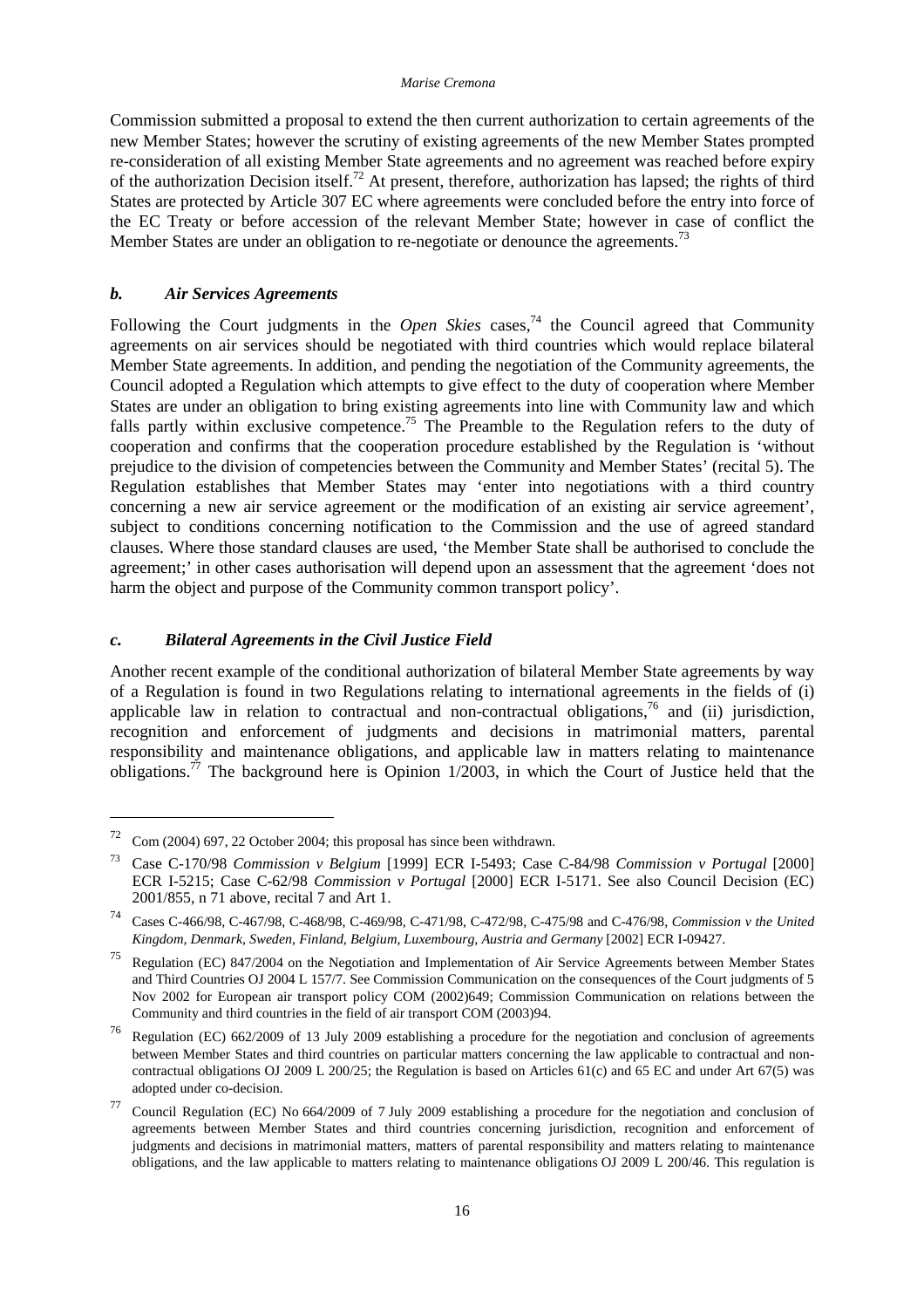Commission submitted a proposal to extend the then current authorization to certain agreements of the new Member States; however the scrutiny of existing agreements of the new Member States prompted re-consideration of all existing Member State agreements and no agreement was reached before expiry of the authorization Decision itself.[72] At present, therefore, authorization has lapsed; the rights of third States are protected by Article 307 EC where agreements were concluded before the entry into force of the EC Treaty or before accession of the relevant Member State; however in case of conflict the Member States are under an obligation to re-negotiate or denounce the agreements.[73]

### *b. Air Services Agreements*

Following the Court judgments in the *Open Skies* cases,[74] the Council agreed that Community agreements on air services should be negotiated with third countries which would replace bilateral Member State agreements. In addition, and pending the negotiation of the Community agreements, the Council adopted a Regulation which attempts to give effect to the duty of cooperation where Member States are under an obligation to bring existing agreements into line with Community law and which falls partly within exclusive competence.[75] The Preamble to the Regulation refers to the duty of cooperation and confirms that the cooperation procedure established by the Regulation is 'without prejudice to the division of competencies between the Community and Member States' (recital 5). The Regulation establishes that Member States may 'enter into negotiations with a third country concerning a new air service agreement or the modification of an existing air service agreement', subject to conditions concerning notification to the Commission and the use of agreed standard clauses. Where those standard clauses are used, 'the Member State shall be authorised to conclude the agreement;' in other cases authorisation will depend upon an assessment that the agreement 'does not harm the object and purpose of the Community common transport policy'.

### *c. Bilateral Agreements in the Civil Justice Field*

Another recent example of the conditional authorization of bilateral Member State agreements by way of a Regulation is found in two Regulations relating to international agreements in the fields of (i) applicable law in relation to contractual and non-contractual obligations,[76] and (ii) jurisdiction, recognition and enforcement of judgments and decisions in matrimonial matters, parental responsibility and maintenance obligations, and applicable law in matters relating to maintenance obligations.[77] The background here is Opinion 1/2003, in which the Court of Justice held that the

---

[72] Com (2004) 697, 22 October 2004; this proposal has since been withdrawn.

[73] Case C-170/98 *Commission v Belgium* [1999] ECR I-5493; Case C-84/98 *Commission v Portugal* [2000] ECR I-5215; Case C-62/98 *Commission v Portugal* [2000] ECR I-5171. See also Council Decision (EC) 2001/855, n 71 above, recital 7 and Art 1.

[74] Cases C-466/98, C-467/98, C-468/98, C-469/98, C-471/98, C-472/98, C-475/98 and C-476/98, *Commission v the United Kingdom, Denmark, Sweden, Finland, Belgium, Luxembourg, Austria and Germany* [2002] ECR I-09427.

[75] Regulation (EC) 847/2004 on the Negotiation and Implementation of Air Service Agreements between Member States and Third Countries OJ 2004 L 157/7. See Commission Communication on the consequences of the Court judgments of 5 Nov 2002 for European air transport policy COM (2002)649; Commission Communication on relations between the Community and third countries in the field of air transport COM (2003)94.

[76] Regulation (EC) 662/2009 of 13 July 2009 establishing a procedure for the negotiation and conclusion of agreements between Member States and third countries on particular matters concerning the law applicable to contractual and non-contractual obligations OJ 2009 L 200/25; the Regulation is based on Articles 61(c) and 65 EC and under Art 67(5) was adopted under co-decision.

[77] Council Regulation (EC) No 664/2009 of 7 July 2009 establishing a procedure for the negotiation and conclusion of agreements between Member States and third countries concerning jurisdiction, recognition and enforcement of judgments and decisions in matrimonial matters, matters of parental responsibility and matters relating to maintenance obligations, and the law applicable to matters relating to maintenance obligations OJ 2009 L 200/46. This regulation is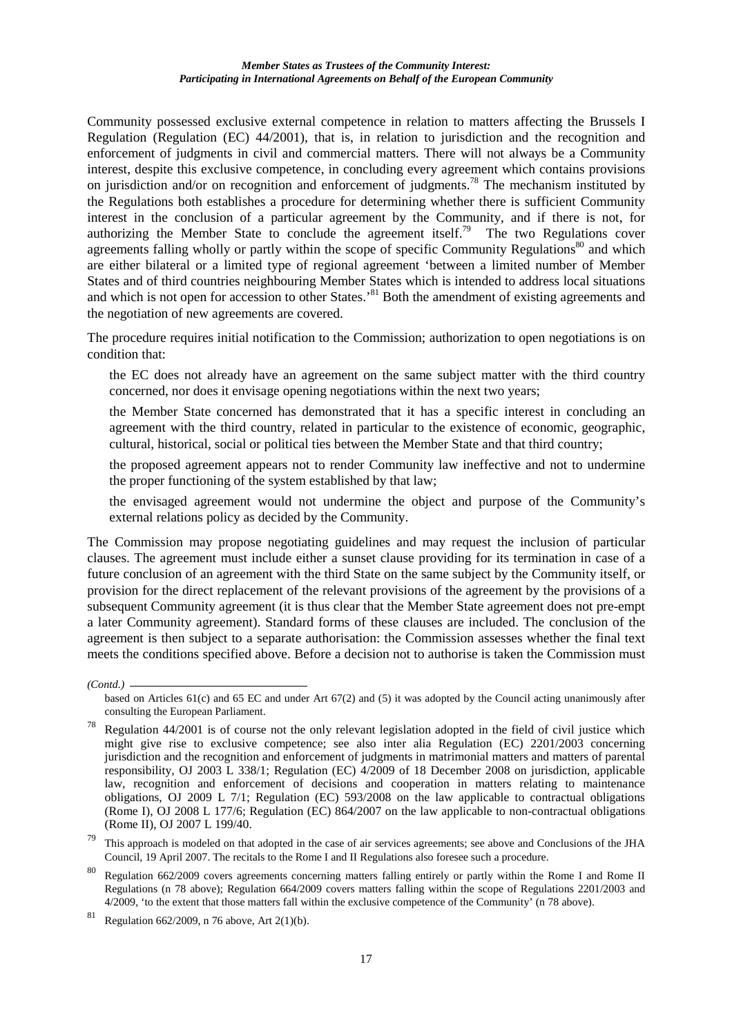Community possessed exclusive external competence in relation to matters affecting the Brussels I Regulation (Regulation (EC) 44/2001), that is, in relation to jurisdiction and the recognition and enforcement of judgments in civil and commercial matters. There will not always be a Community interest, despite this exclusive competence, in concluding every agreement which contains provisions on jurisdiction and/or on recognition and enforcement of judgments.[78] The mechanism instituted by the Regulations both establishes a procedure for determining whether there is sufficient Community interest in the conclusion of a particular agreement by the Community, and if there is not, for authorizing the Member State to conclude the agreement itself.[79] The two Regulations cover agreements falling wholly or partly within the scope of specific Community Regulations[80] and which are either bilateral or a limited type of regional agreement 'between a limited number of Member States and of third countries neighbouring Member States which is intended to address local situations and which is not open for accession to other States.'[81] Both the amendment of existing agreements and the negotiation of new agreements are covered.

The procedure requires initial notification to the Commission; authorization to open negotiations is on condition that:

> the EC does not already have an agreement on the same subject matter with the third country concerned, nor does it envisage opening negotiations within the next two years;
>
> the Member State concerned has demonstrated that it has a specific interest in concluding an agreement with the third country, related in particular to the existence of economic, geographic, cultural, historical, social or political ties between the Member State and that third country;
>
> the proposed agreement appears not to render Community law ineffective and not to undermine the proper functioning of the system established by that law;
>
> the envisaged agreement would not undermine the object and purpose of the Community's external relations policy as decided by the Community.

The Commission may propose negotiating guidelines and may request the inclusion of particular clauses. The agreement must include either a sunset clause providing for its termination in case of a future conclusion of an agreement with the third State on the same subject by the Community itself, or provision for the direct replacement of the relevant provisions of the agreement by the provisions of a subsequent Community agreement (it is thus clear that the Member State agreement does not pre-empt a later Community agreement). Standard forms of these clauses are included. The conclusion of the agreement is then subject to a separate authorisation: the Commission assesses whether the final text meets the conditions specified above. Before a decision not to authorise is taken the Commission must

---

*(Contd.)* based on Articles 61(c) and 65 EC and under Art 67(2) and (5) it was adopted by the Council acting unanimously after consulting the European Parliament.

[78] Regulation 44/2001 is of course not the only relevant legislation adopted in the field of civil justice which might give rise to exclusive competence; see also inter alia Regulation (EC) 2201/2003 concerning jurisdiction and the recognition and enforcement of judgments in matrimonial matters and matters of parental responsibility, OJ 2003 L 338/1; Regulation (EC) 4/2009 of 18 December 2008 on jurisdiction, applicable law, recognition and enforcement of decisions and cooperation in matters relating to maintenance obligations, OJ 2009 L 7/1; Regulation (EC) 593/2008 on the law applicable to contractual obligations (Rome I), OJ 2008 L 177/6; Regulation (EC) 864/2007 on the law applicable to non-contractual obligations (Rome II), OJ 2007 L 199/40.

[79] This approach is modeled on that adopted in the case of air services agreements; see above and Conclusions of the JHA Council, 19 April 2007. The recitals to the Rome I and II Regulations also foresee such a procedure.

[80] Regulation 662/2009 covers agreements concerning matters falling entirely or partly within the Rome I and Rome II Regulations (n 78 above); Regulation 664/2009 covers matters falling within the scope of Regulations 2201/2003 and 4/2009, 'to the extent that those matters fall within the exclusive competence of the Community' (n 78 above).

[81] Regulation 662/2009, n 76 above, Art 2(1)(b).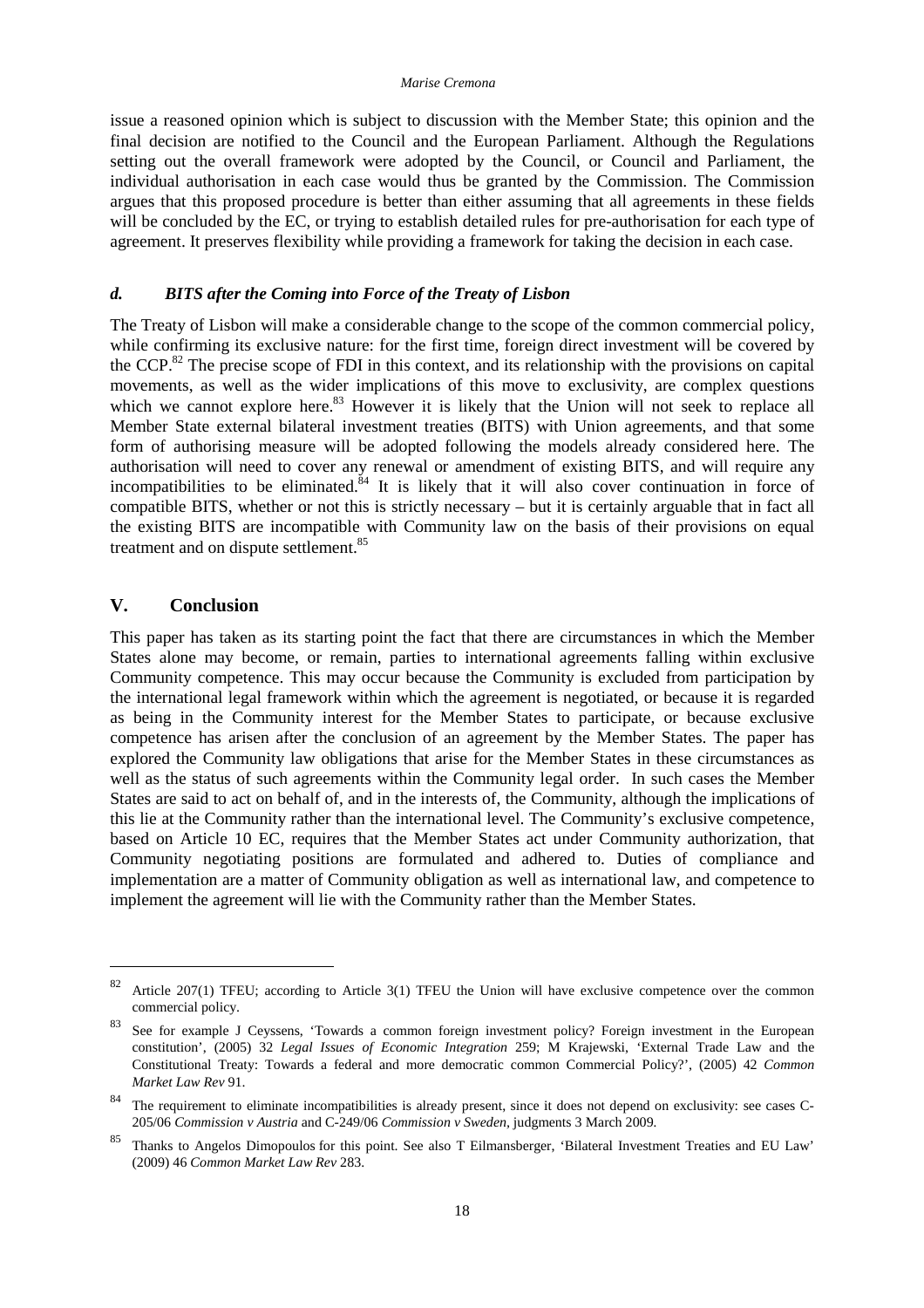issue a reasoned opinion which is subject to discussion with the Member State; this opinion and the final decision are notified to the Council and the European Parliament. Although the Regulations setting out the overall framework were adopted by the Council, or Council and Parliament, the individual authorisation in each case would thus be granted by the Commission. The Commission argues that this proposed procedure is better than either assuming that all agreements in these fields will be concluded by the EC, or trying to establish detailed rules for pre-authorisation for each type of agreement. It preserves flexibility while providing a framework for taking the decision in each case.

### *d. BITS after the Coming into Force of the Treaty of Lisbon*

The Treaty of Lisbon will make a considerable change to the scope of the common commercial policy, while confirming its exclusive nature: for the first time, foreign direct investment will be covered by the CCP.[82] The precise scope of FDI in this context, and its relationship with the provisions on capital movements, as well as the wider implications of this move to exclusivity, are complex questions which we cannot explore here.[83] However it is likely that the Union will not seek to replace all Member State external bilateral investment treaties (BITS) with Union agreements, and that some form of authorising measure will be adopted following the models already considered here. The authorisation will need to cover any renewal or amendment of existing BITS, and will require any incompatibilities to be eliminated.[84] It is likely that it will also cover continuation in force of compatible BITS, whether or not this is strictly necessary – but it is certainly arguable that in fact all the existing BITS are incompatible with Community law on the basis of their provisions on equal treatment and on dispute settlement.[85]

## V. Conclusion

This paper has taken as its starting point the fact that there are circumstances in which the Member States alone may become, or remain, parties to international agreements falling within exclusive Community competence. This may occur because the Community is excluded from participation by the international legal framework within which the agreement is negotiated, or because it is regarded as being in the Community interest for the Member States to participate, or because exclusive competence has arisen after the conclusion of an agreement by the Member States. The paper has explored the Community law obligations that arise for the Member States in these circumstances as well as the status of such agreements within the Community legal order. In such cases the Member States are said to act on behalf of, and in the interests of, the Community, although the implications of this lie at the Community rather than the international level. The Community's exclusive competence, based on Article 10 EC, requires that the Member States act under Community authorization, that Community negotiating positions are formulated and adhered to. Duties of compliance and implementation are a matter of Community obligation as well as international law, and competence to implement the agreement will lie with the Community rather than the Member States.

---

[82] Article 207(1) TFEU; according to Article 3(1) TFEU the Union will have exclusive competence over the common commercial policy.

[83] See for example J Ceyssens, 'Towards a common foreign investment policy? Foreign investment in the European constitution', (2005) 32 *Legal Issues of Economic Integration* 259; M Krajewski, 'External Trade Law and the Constitutional Treaty: Towards a federal and more democratic common Commercial Policy?', (2005) 42 *Common Market Law Rev* 91.

[84] The requirement to eliminate incompatibilities is already present, since it does not depend on exclusivity: see cases C-205/06 *Commission v Austria* and C-249/06 *Commission v Sweden*, judgments 3 March 2009.

[85] Thanks to Angelos Dimopoulos for this point. See also T Eilmansberger, 'Bilateral Investment Treaties and EU Law' (2009) 46 *Common Market Law Rev* 283.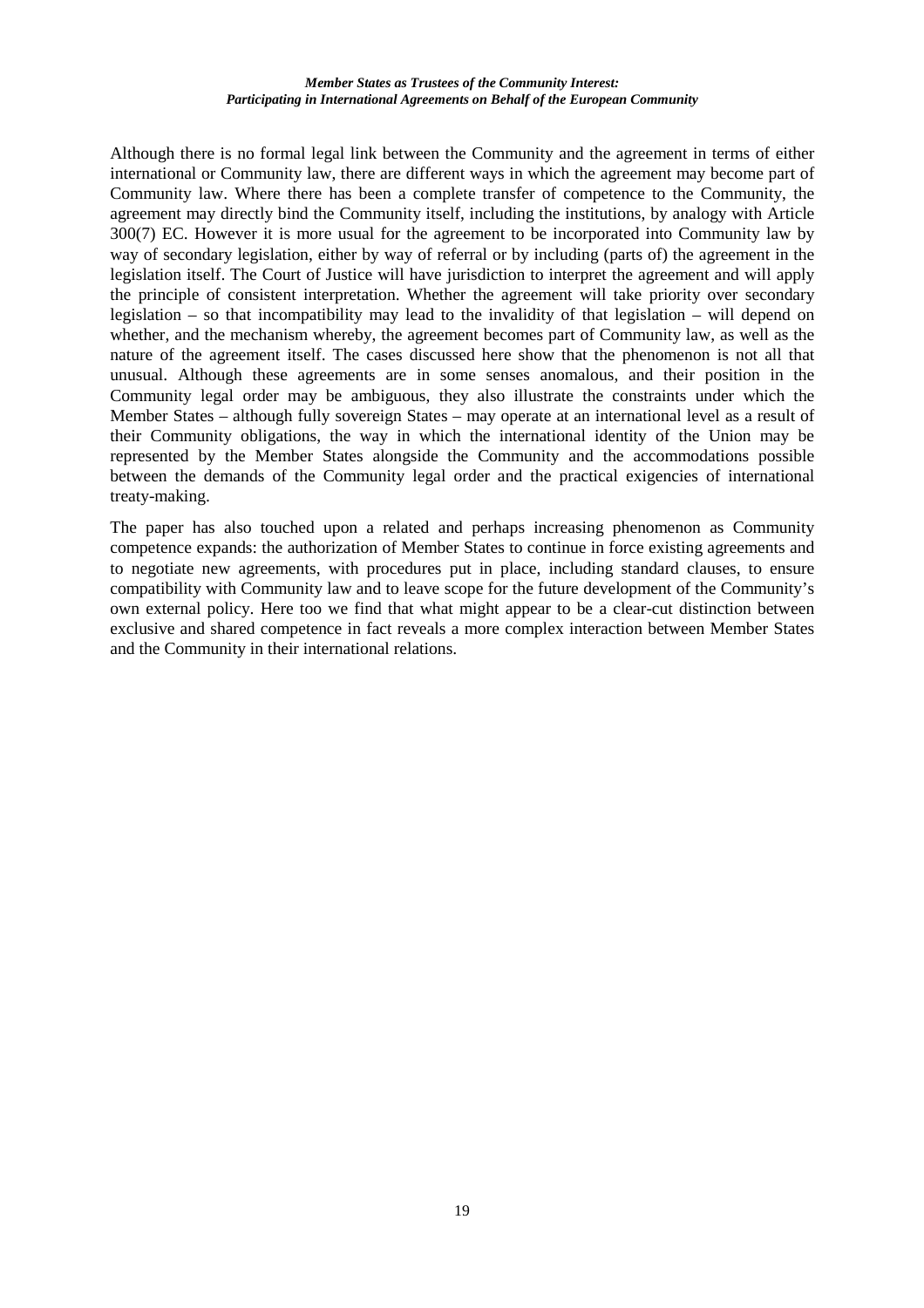Although there is no formal legal link between the Community and the agreement in terms of either international or Community law, there are different ways in which the agreement may become part of Community law. Where there has been a complete transfer of competence to the Community, the agreement may directly bind the Community itself, including the institutions, by analogy with Article 300(7) EC. However it is more usual for the agreement to be incorporated into Community law by way of secondary legislation, either by way of referral or by including (parts of) the agreement in the legislation itself. The Court of Justice will have jurisdiction to interpret the agreement and will apply the principle of consistent interpretation. Whether the agreement will take priority over secondary legislation – so that incompatibility may lead to the invalidity of that legislation – will depend on whether, and the mechanism whereby, the agreement becomes part of Community law, as well as the nature of the agreement itself. The cases discussed here show that the phenomenon is not all that unusual. Although these agreements are in some senses anomalous, and their position in the Community legal order may be ambiguous, they also illustrate the constraints under which the Member States – although fully sovereign States – may operate at an international level as a result of their Community obligations, the way in which the international identity of the Union may be represented by the Member States alongside the Community and the accommodations possible between the demands of the Community legal order and the practical exigencies of international treaty-making.

The paper has also touched upon a related and perhaps increasing phenomenon as Community competence expands: the authorization of Member States to continue in force existing agreements and to negotiate new agreements, with procedures put in place, including standard clauses, to ensure compatibility with Community law and to leave scope for the future development of the Community's own external policy. Here too we find that what might appear to be a clear-cut distinction between exclusive and shared competence in fact reveals a more complex interaction between Member States and the Community in their international relations.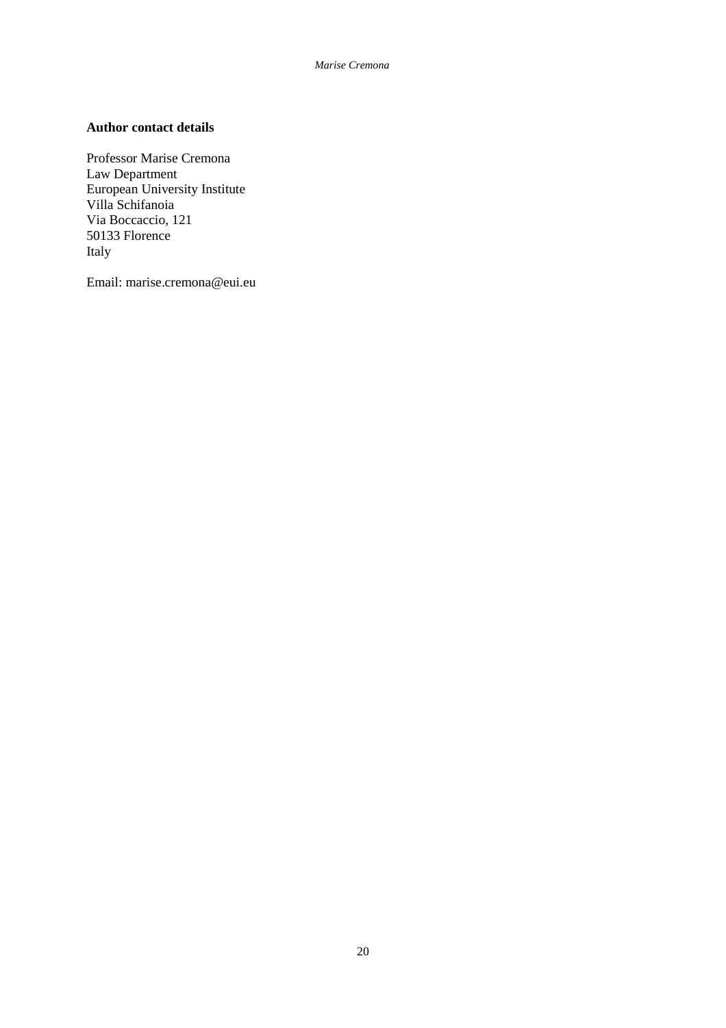**Author contact details**

Professor Marise Cremona
Law Department
European University Institute
Villa Schifanoia
Via Boccaccio, 121
50133 Florence
Italy

Email: marise.cremona@eui.eu